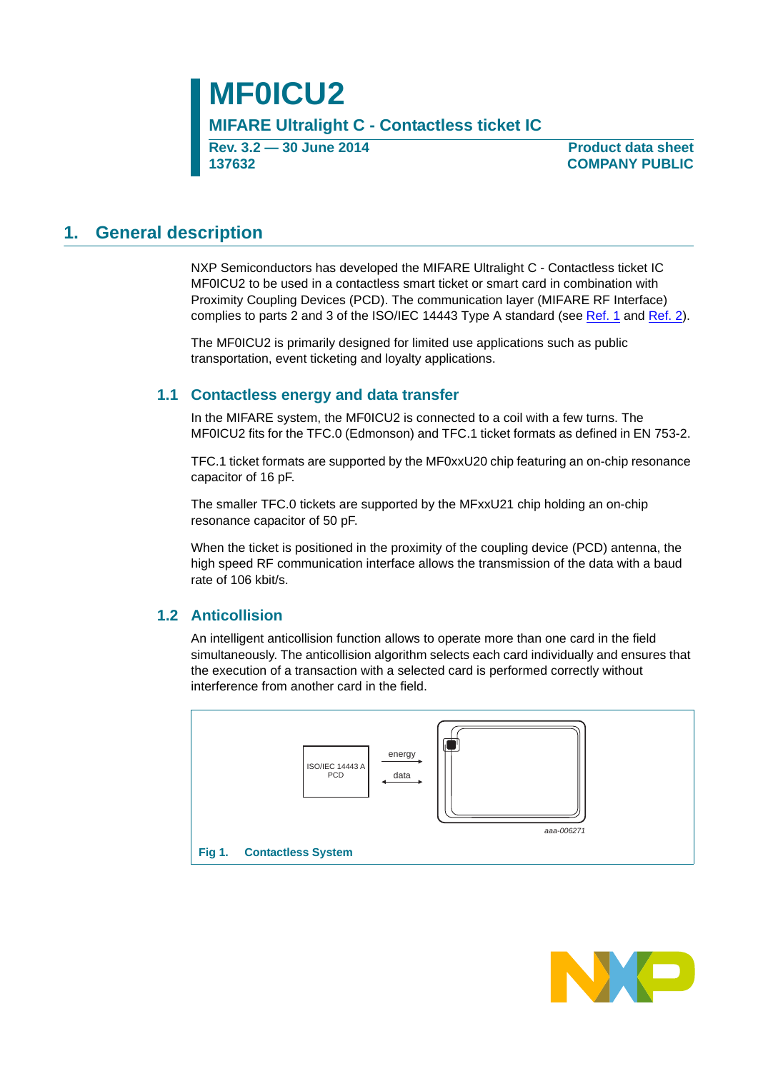# MF0ICU2

**MIFARE Ultralight C - Contactless ticket IC**

**Rev. 3.2 — 30 June 2014**
**137632**

**Product data sheet**
**COMPANY PUBLIC**

## 1. General description

NXP Semiconductors has developed the MIFARE Ultralight C - Contactless ticket IC MF0ICU2 to be used in a contactless smart ticket or smart card in combination with Proximity Coupling Devices (PCD). The communication layer (MIFARE RF Interface) complies to parts 2 and 3 of the ISO/IEC 14443 Type A standard (see Ref. 1 and Ref. 2).

The MF0ICU2 is primarily designed for limited use applications such as public transportation, event ticketing and loyalty applications.

### 1.1 Contactless energy and data transfer

In the MIFARE system, the MF0ICU2 is connected to a coil with a few turns. The MF0ICU2 fits for the TFC.0 (Edmonson) and TFC.1 ticket formats as defined in EN 753-2.

TFC.1 ticket formats are supported by the MF0xxU20 chip featuring an on-chip resonance capacitor of 16 pF.

The smaller TFC.0 tickets are supported by the MFxxU21 chip holding an on-chip resonance capacitor of 50 pF.

When the ticket is positioned in the proximity of the coupling device (PCD) antenna, the high speed RF communication interface allows the transmission of the data with a baud rate of 106 kbit/s.

### 1.2 Anticollision

An intelligent anticollision function allows to operate more than one card in the field simultaneously. The anticollision algorithm selects each card individually and ensures that the execution of a transaction with a selected card is performed correctly without interference from another card in the field.

ISO/IEC 14443 A PCD — energy → / ← data →

aaa-006271

**Fig 1. Contactless System**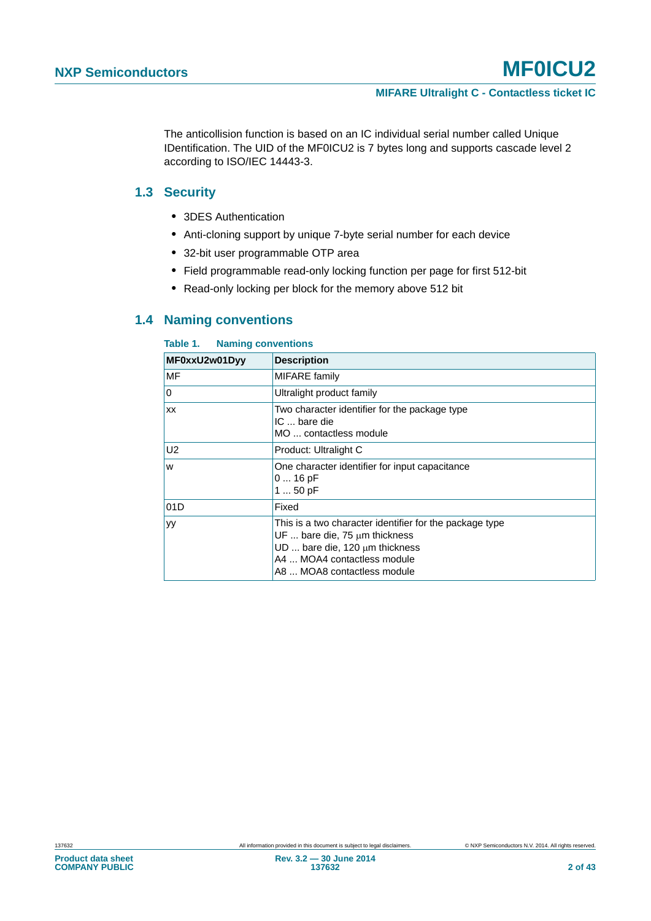The anticollision function is based on an IC individual serial number called Unique IDentification. The UID of the MF0ICU2 is 7 bytes long and supports cascade level 2 according to ISO/IEC 14443-3.

## 1.3 Security

- 3DES Authentication
- Anti-cloning support by unique 7-byte serial number for each device
- 32-bit user programmable OTP area
- Field programmable read-only locking function per page for first 512-bit
- Read-only locking per block for the memory above 512 bit

## 1.4 Naming conventions

**Table 1. Naming conventions**

| MF0xxU2w01Dyy | Description |
|---|---|
| MF | MIFARE family |
| 0 | Ultralight product family |
| xx | Two character identifier for the package type<br>IC ... bare die<br>MO ... contactless module |
| U2 | Product: Ultralight C |
| w | One character identifier for input capacitance<br>0 ... 16 pF<br>1 ... 50 pF |
| 01D | Fixed |
| yy | This is a two character identifier for the package type<br>UF ... bare die, 75 μm thickness<br>UD ... bare die, 120 μm thickness<br>A4 ... MOA4 contactless module<br>A8 ... MOA8 contactless module |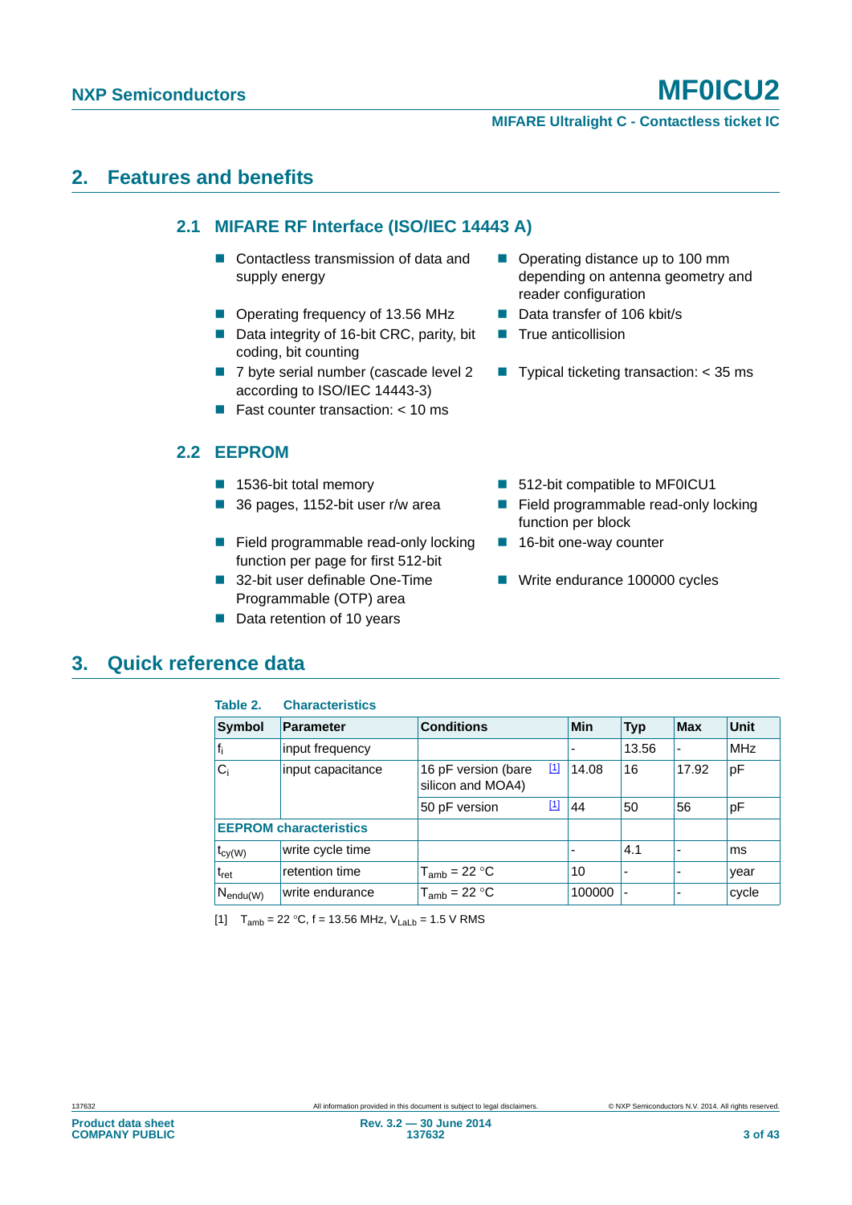## 2. Features and benefits

### 2.1 MIFARE RF Interface (ISO/IEC 14443 A)

- Contactless transmission of data and supply energy
- Operating frequency of 13.56 MHz
- Data integrity of 16-bit CRC, parity, bit coding, bit counting
- 7 byte serial number (cascade level 2 according to ISO/IEC 14443-3)
- Fast counter transaction: < 10 ms
- Operating distance up to 100 mm depending on antenna geometry and reader configuration
- Data transfer of 106 kbit/s
- True anticollision
- Typical ticketing transaction: < 35 ms

### 2.2 EEPROM

- 1536-bit total memory
- 36 pages, 1152-bit user r/w area
- Field programmable read-only locking function per page for first 512-bit
- 32-bit user definable One-Time Programmable (OTP) area
- Data retention of 10 years
- 512-bit compatible to MF0ICU1
- Field programmable read-only locking function per block
- 16-bit one-way counter
- Write endurance 100000 cycles

## 3. Quick reference data

**Table 2. Characteristics**

| Symbol | Parameter | Conditions | Min | Typ | Max | Unit |
|---|---|---|---|---|---|---|
| $f_i$ | input frequency | | - | 13.56 | - | MHz |
| $C_i$ | input capacitance | 16 pF version (bare silicon and MOA4) [1] | 14.08 | 16 | 17.92 | pF |
| | | 50 pF version [1] | 44 | 50 | 56 | pF |
| **EEPROM characteristics** | | | | | | |
| $t_{cy(W)}$ | write cycle time | | - | 4.1 | - | ms |
| $t_{ret}$ | retention time | $T_{amb}$ = 22 °C | 10 | - | - | year |
| $N_{endu(W)}$ | write endurance | $T_{amb}$ = 22 °C | 100000 | - | - | cycle |

[1] $T_{amb}$ = 22 °C, f = 13.56 MHz, $V_{LaLb}$ = 1.5 V RMS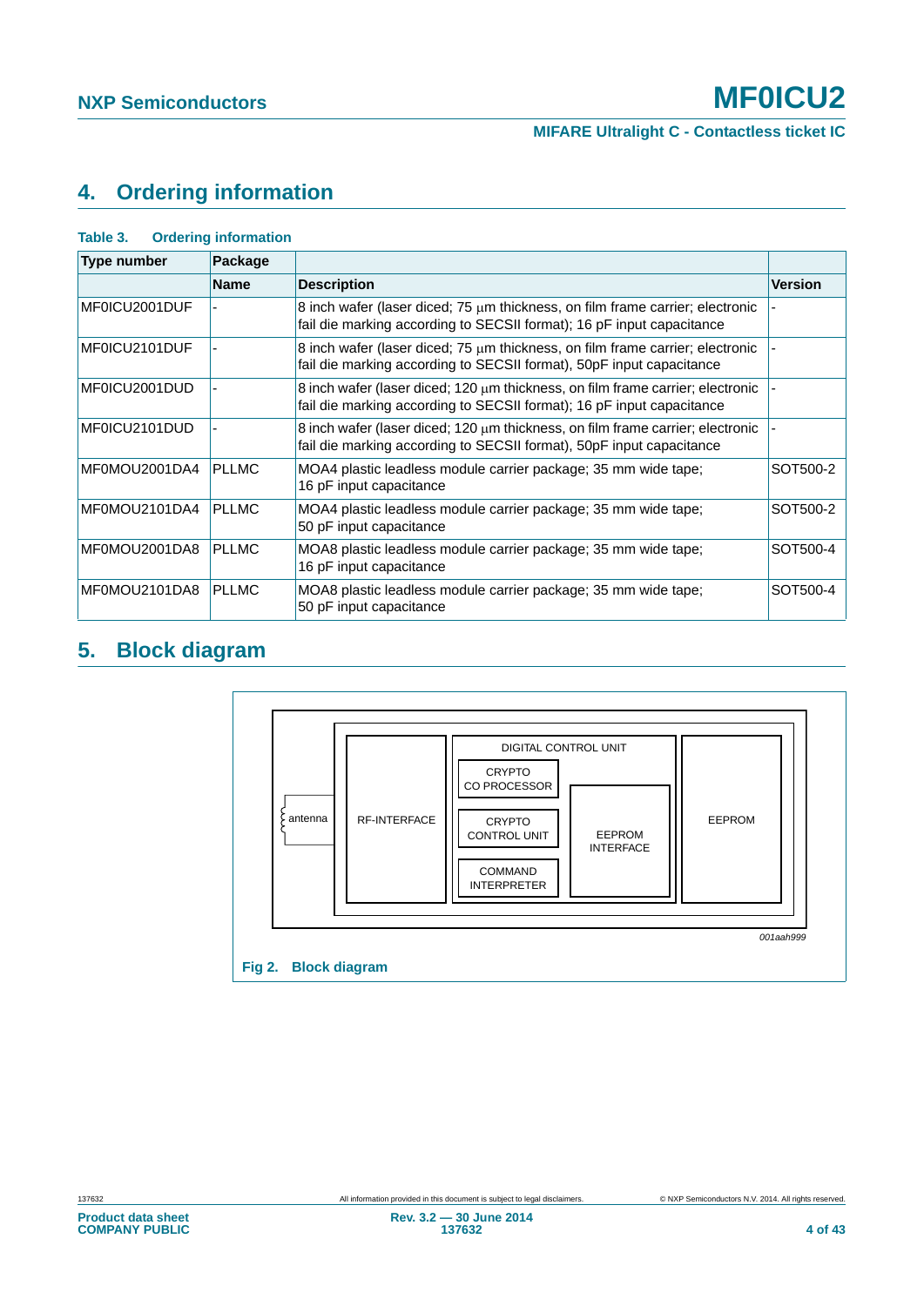## 4. Ordering information

**Table 3. Ordering information**

| Type number | Package | | |
|---|---|---|---|
| | **Name** | **Description** | **Version** |
| MF0ICU2001DUF | - | 8 inch wafer (laser diced; 75 µm thickness, on film frame carrier; electronic fail die marking according to SECSII format); 16 pF input capacitance | - |
| MF0ICU2101DUF | - | 8 inch wafer (laser diced; 75 µm thickness, on film frame carrier; electronic fail die marking according to SECSII format), 50pF input capacitance | - |
| MF0ICU2001DUD | - | 8 inch wafer (laser diced; 120 µm thickness, on film frame carrier; electronic fail die marking according to SECSII format); 16 pF input capacitance | - |
| MF0ICU2101DUD | - | 8 inch wafer (laser diced; 120 µm thickness, on film frame carrier; electronic fail die marking according to SECSII format), 50pF input capacitance | - |
| MF0MOU2001DA4 | PLLMC | MOA4 plastic leadless module carrier package; 35 mm wide tape; 16 pF input capacitance | SOT500-2 |
| MF0MOU2101DA4 | PLLMC | MOA4 plastic leadless module carrier package; 35 mm wide tape; 50 pF input capacitance | SOT500-2 |
| MF0MOU2001DA8 | PLLMC | MOA8 plastic leadless module carrier package; 35 mm wide tape; 16 pF input capacitance | SOT500-4 |
| MF0MOU2101DA8 | PLLMC | MOA8 plastic leadless module carrier package; 35 mm wide tape; 50 pF input capacitance | SOT500-4 |

## 5. Block diagram

**Fig 2. Block diagram**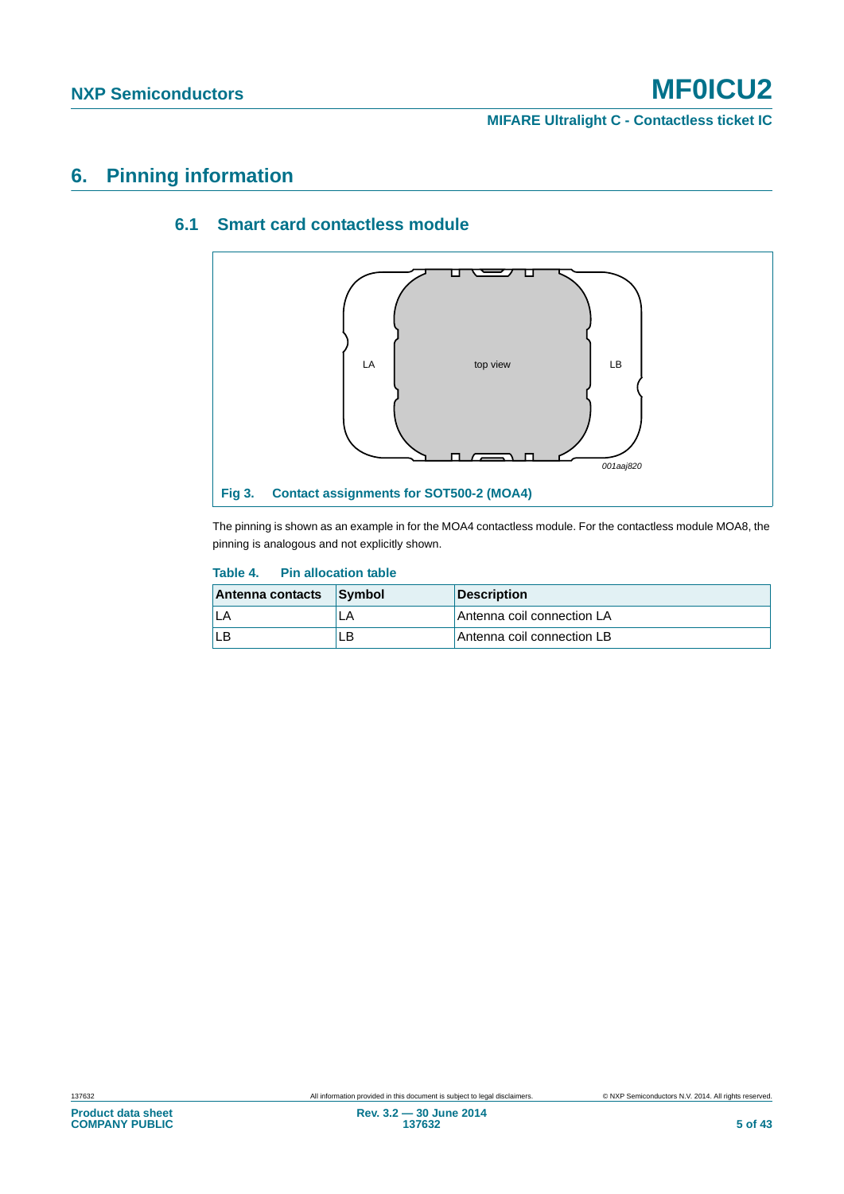# 6. Pinning information

## 6.1 Smart card contactless module

Fig 3. Contact assignments for SOT500-2 (MOA4)

The pinning is shown as an example in for the MOA4 contactless module. For the contactless module MOA8, the pinning is analogous and not explicitly shown.

**Table 4. Pin allocation table**

| Antenna contacts | Symbol | Description |
|---|---|---|
| LA | LA | Antenna coil connection LA |
| LB | LB | Antenna coil connection LB |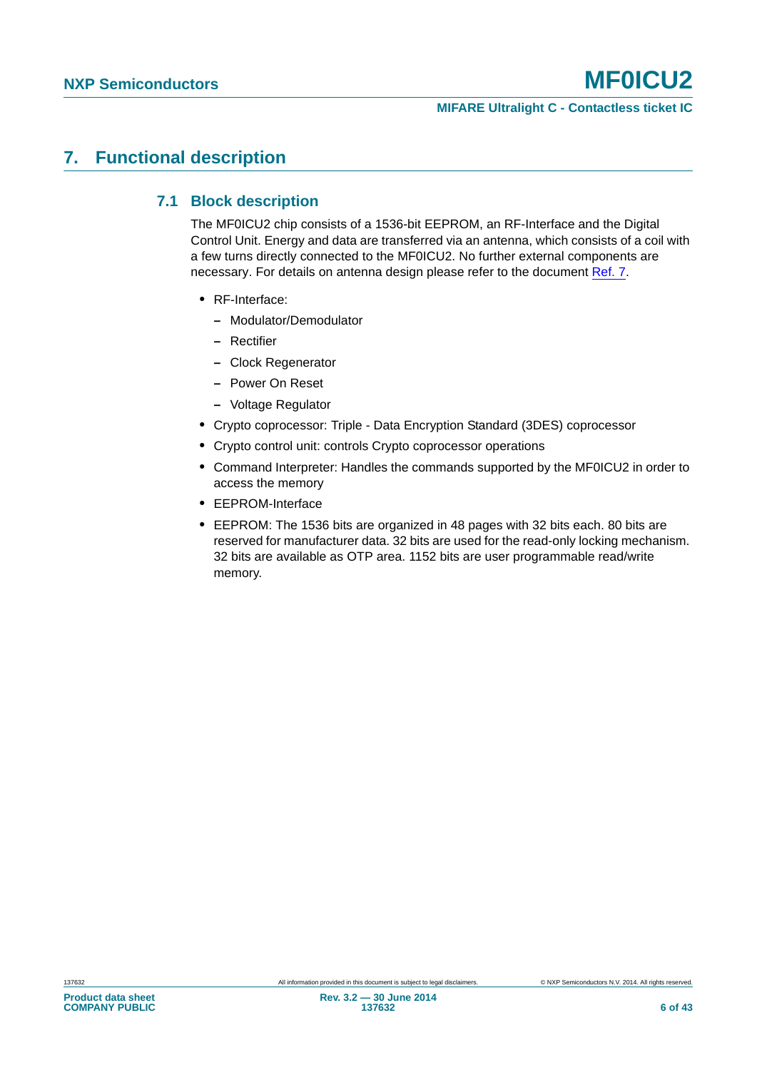# 7. Functional description

## 7.1 Block description

The MF0ICU2 chip consists of a 1536-bit EEPROM, an RF-Interface and the Digital Control Unit. Energy and data are transferred via an antenna, which consists of a coil with a few turns directly connected to the MF0ICU2. No further external components are necessary. For details on antenna design please refer to the document Ref. 7.

- RF-Interface:
  - Modulator/Demodulator
  - Rectifier
  - Clock Regenerator
  - Power On Reset
  - Voltage Regulator
- Crypto coprocessor: Triple - Data Encryption Standard (3DES) coprocessor
- Crypto control unit: controls Crypto coprocessor operations
- Command Interpreter: Handles the commands supported by the MF0ICU2 in order to access the memory
- EEPROM-Interface
- EEPROM: The 1536 bits are organized in 48 pages with 32 bits each. 80 bits are reserved for manufacturer data. 32 bits are used for the read-only locking mechanism. 32 bits are available as OTP area. 1152 bits are user programmable read/write memory.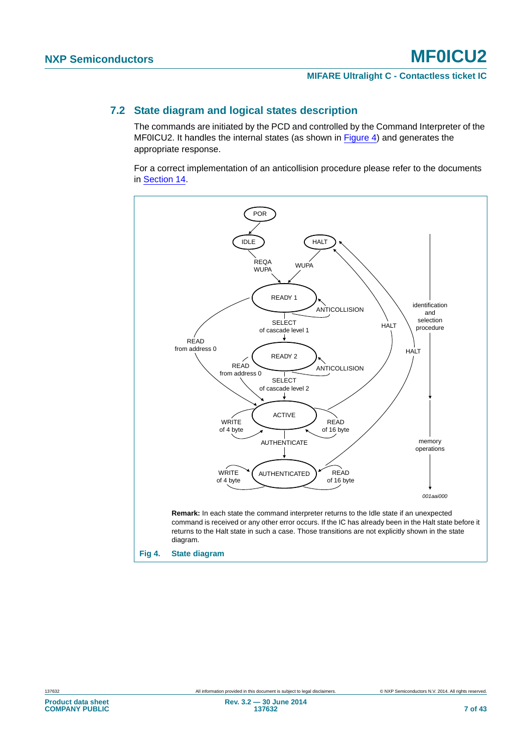## 7.2 State diagram and logical states description

The commands are initiated by the PCD and controlled by the Command Interpreter of the MF0ICU2. It handles the internal states (as shown in Figure 4) and generates the appropriate response.

For a correct implementation of an anticollision procedure please refer to the documents in Section 14.

**Remark:** In each state the command interpreter returns to the Idle state if an unexpected command is received or any other error occurs. If the IC has already been in the Halt state before it returns to the Halt state in such a case. Those transitions are not explicitly shown in the state diagram.

**Fig 4. State diagram**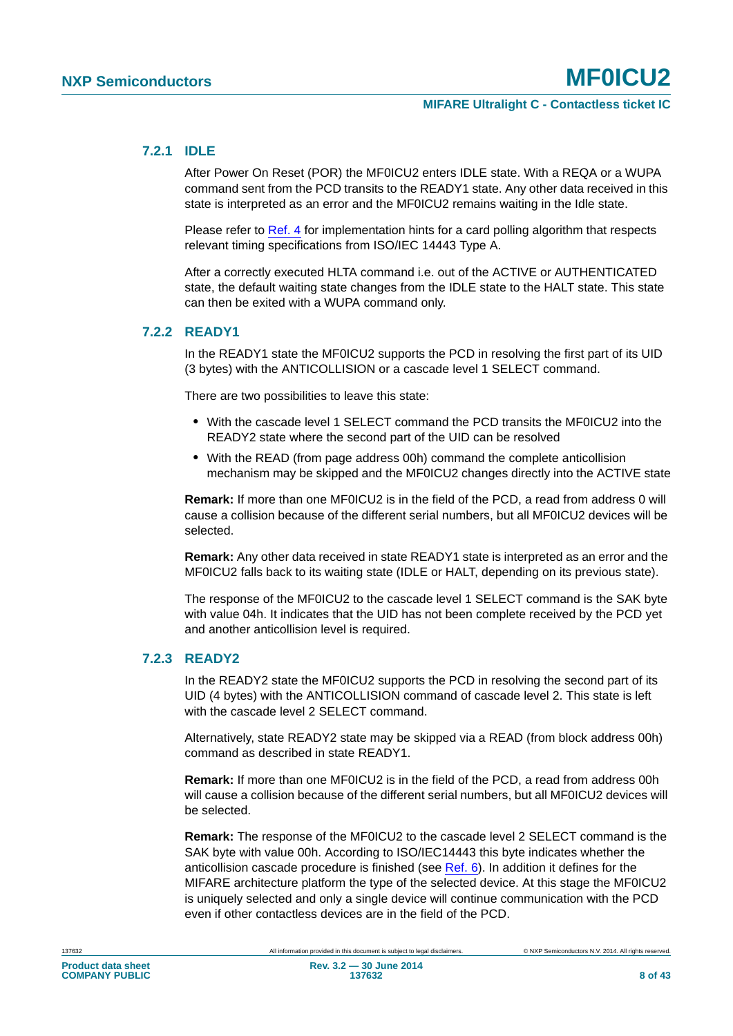### 7.2.1 IDLE

After Power On Reset (POR) the MF0ICU2 enters IDLE state. With a REQA or a WUPA command sent from the PCD transits to the READY1 state. Any other data received in this state is interpreted as an error and the MF0ICU2 remains waiting in the Idle state.

Please refer to Ref. 4 for implementation hints for a card polling algorithm that respects relevant timing specifications from ISO/IEC 14443 Type A.

After a correctly executed HLTA command i.e. out of the ACTIVE or AUTHENTICATED state, the default waiting state changes from the IDLE state to the HALT state. This state can then be exited with a WUPA command only.

### 7.2.2 READY1

In the READY1 state the MF0ICU2 supports the PCD in resolving the first part of its UID (3 bytes) with the ANTICOLLISION or a cascade level 1 SELECT command.

There are two possibilities to leave this state:

- With the cascade level 1 SELECT command the PCD transits the MF0ICU2 into the READY2 state where the second part of the UID can be resolved
- With the READ (from page address 00h) command the complete anticollision mechanism may be skipped and the MF0ICU2 changes directly into the ACTIVE state

**Remark:** If more than one MF0ICU2 is in the field of the PCD, a read from address 0 will cause a collision because of the different serial numbers, but all MF0ICU2 devices will be selected.

**Remark:** Any other data received in state READY1 state is interpreted as an error and the MF0ICU2 falls back to its waiting state (IDLE or HALT, depending on its previous state).

The response of the MF0ICU2 to the cascade level 1 SELECT command is the SAK byte with value 04h. It indicates that the UID has not been complete received by the PCD yet and another anticollision level is required.

### 7.2.3 READY2

In the READY2 state the MF0ICU2 supports the PCD in resolving the second part of its UID (4 bytes) with the ANTICOLLISION command of cascade level 2. This state is left with the cascade level 2 SELECT command.

Alternatively, state READY2 state may be skipped via a READ (from block address 00h) command as described in state READY1.

**Remark:** If more than one MF0ICU2 is in the field of the PCD, a read from address 00h will cause a collision because of the different serial numbers, but all MF0ICU2 devices will be selected.

**Remark:** The response of the MF0ICU2 to the cascade level 2 SELECT command is the SAK byte with value 00h. According to ISO/IEC14443 this byte indicates whether the anticollision cascade procedure is finished (see Ref. 6). In addition it defines for the MIFARE architecture platform the type of the selected device. At this stage the MF0ICU2 is uniquely selected and only a single device will continue communication with the PCD even if other contactless devices are in the field of the PCD.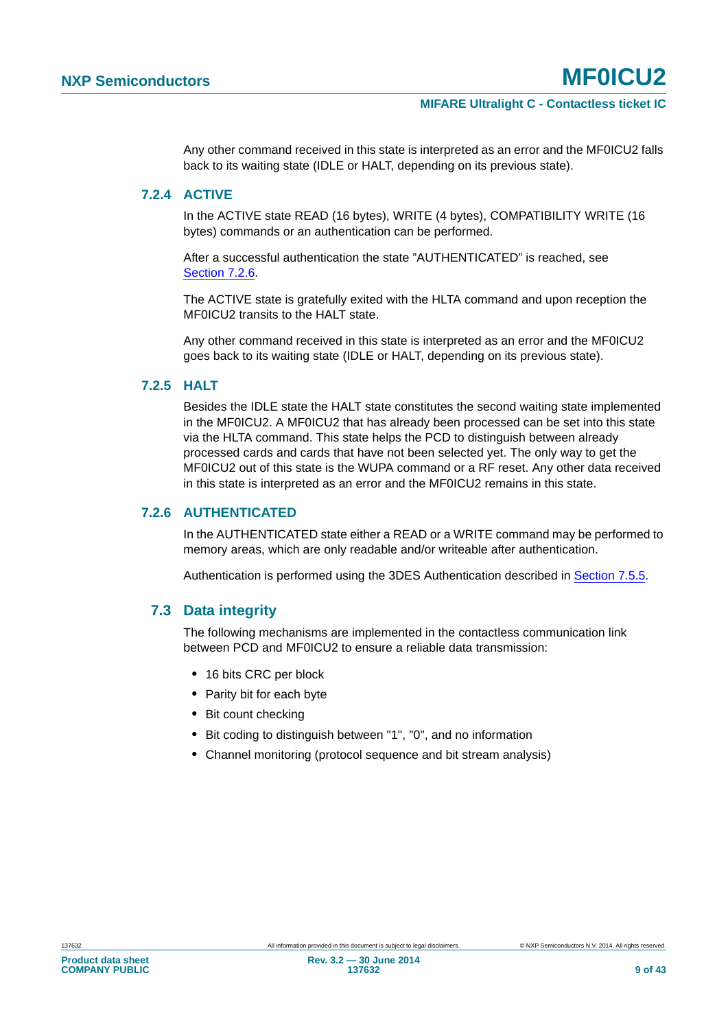Any other command received in this state is interpreted as an error and the MF0ICU2 falls back to its waiting state (IDLE or HALT, depending on its previous state).

### 7.2.4 ACTIVE

In the ACTIVE state READ (16 bytes), WRITE (4 bytes), COMPATIBILITY WRITE (16 bytes) commands or an authentication can be performed.

After a successful authentication the state ”AUTHENTICATED” is reached, see Section 7.2.6.

The ACTIVE state is gratefully exited with the HLTA command and upon reception the MF0ICU2 transits to the HALT state.

Any other command received in this state is interpreted as an error and the MF0ICU2 goes back to its waiting state (IDLE or HALT, depending on its previous state).

### 7.2.5 HALT

Besides the IDLE state the HALT state constitutes the second waiting state implemented in the MF0ICU2. A MF0ICU2 that has already been processed can be set into this state via the HLTA command. This state helps the PCD to distinguish between already processed cards and cards that have not been selected yet. The only way to get the MF0ICU2 out of this state is the WUPA command or a RF reset. Any other data received in this state is interpreted as an error and the MF0ICU2 remains in this state.

### 7.2.6 AUTHENTICATED

In the AUTHENTICATED state either a READ or a WRITE command may be performed to memory areas, which are only readable and/or writeable after authentication.

Authentication is performed using the 3DES Authentication described in Section 7.5.5.

## 7.3 Data integrity

The following mechanisms are implemented in the contactless communication link between PCD and MF0ICU2 to ensure a reliable data transmission:

- 16 bits CRC per block
- Parity bit for each byte
- Bit count checking
- Bit coding to distinguish between "1", "0", and no information
- Channel monitoring (protocol sequence and bit stream analysis)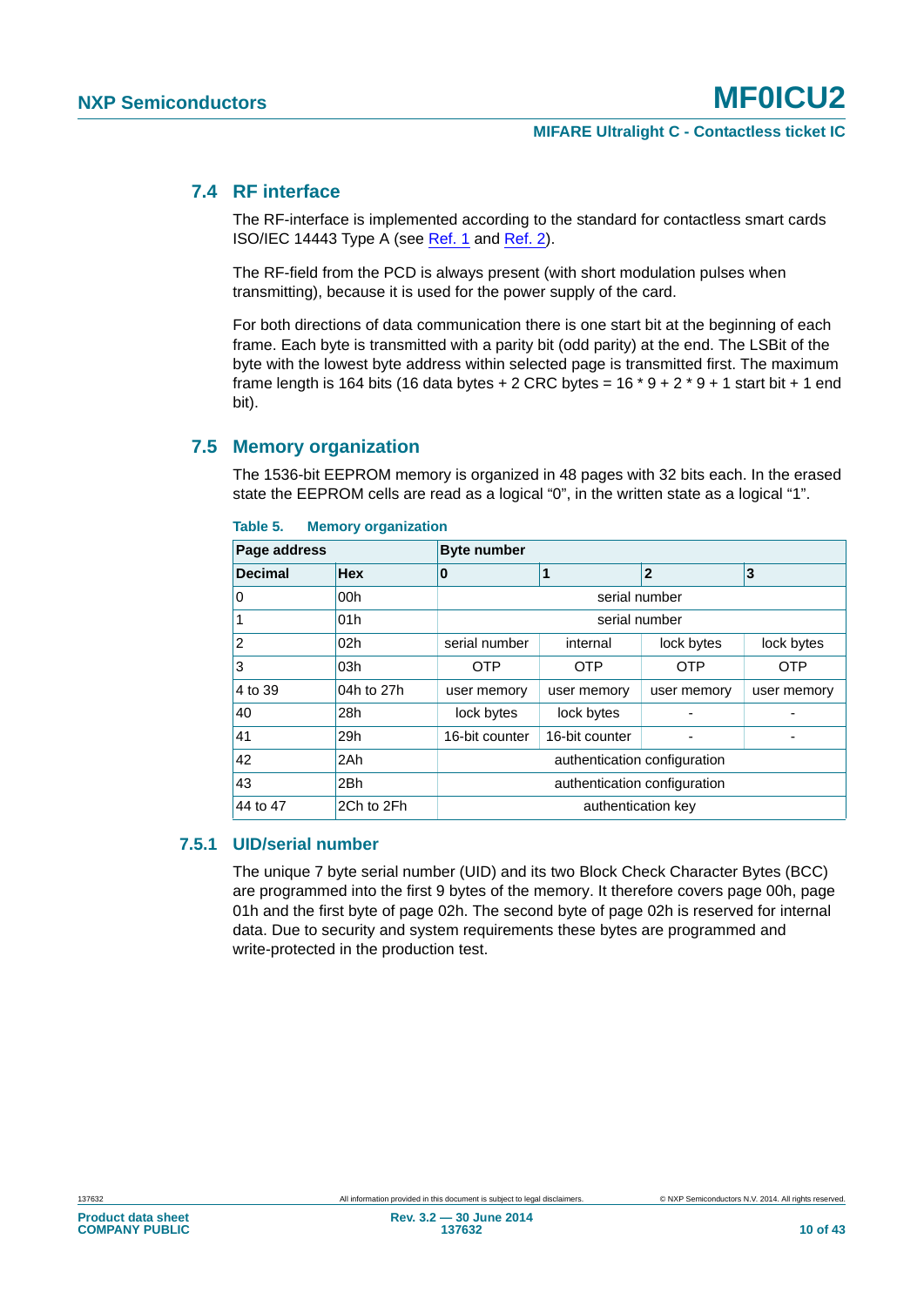## 7.4 RF interface

The RF-interface is implemented according to the standard for contactless smart cards ISO/IEC 14443 Type A (see Ref. 1 and Ref. 2).

The RF-field from the PCD is always present (with short modulation pulses when transmitting), because it is used for the power supply of the card.

For both directions of data communication there is one start bit at the beginning of each frame. Each byte is transmitted with a parity bit (odd parity) at the end. The LSBit of the byte with the lowest byte address within selected page is transmitted first. The maximum frame length is 164 bits (16 data bytes + 2 CRC bytes = 16 * 9 + 2 * 9 + 1 start bit + 1 end bit).

## 7.5 Memory organization

The 1536-bit EEPROM memory is organized in 48 pages with 32 bits each. In the erased state the EEPROM cells are read as a logical “0”, in the written state as a logical “1”.

**Table 5. Memory organization**

| Page address | | Byte number | | | |
|---|---|---|---|---|---|
| **Decimal** | **Hex** | **0** | **1** | **2** | **3** |
| 0 | 00h | serial number | | | |
| 1 | 01h | serial number | | | |
| 2 | 02h | serial number | internal | lock bytes | lock bytes |
| 3 | 03h | OTP | OTP | OTP | OTP |
| 4 to 39 | 04h to 27h | user memory | user memory | user memory | user memory |
| 40 | 28h | lock bytes | lock bytes | - | - |
| 41 | 29h | 16-bit counter | 16-bit counter | - | - |
| 42 | 2Ah | authentication configuration | | | |
| 43 | 2Bh | authentication configuration | | | |
| 44 to 47 | 2Ch to 2Fh | authentication key | | | |

### 7.5.1 UID/serial number

The unique 7 byte serial number (UID) and its two Block Check Character Bytes (BCC) are programmed into the first 9 bytes of the memory. It therefore covers page 00h, page 01h and the first byte of page 02h. The second byte of page 02h is reserved for internal data. Due to security and system requirements these bytes are programmed and write-protected in the production test.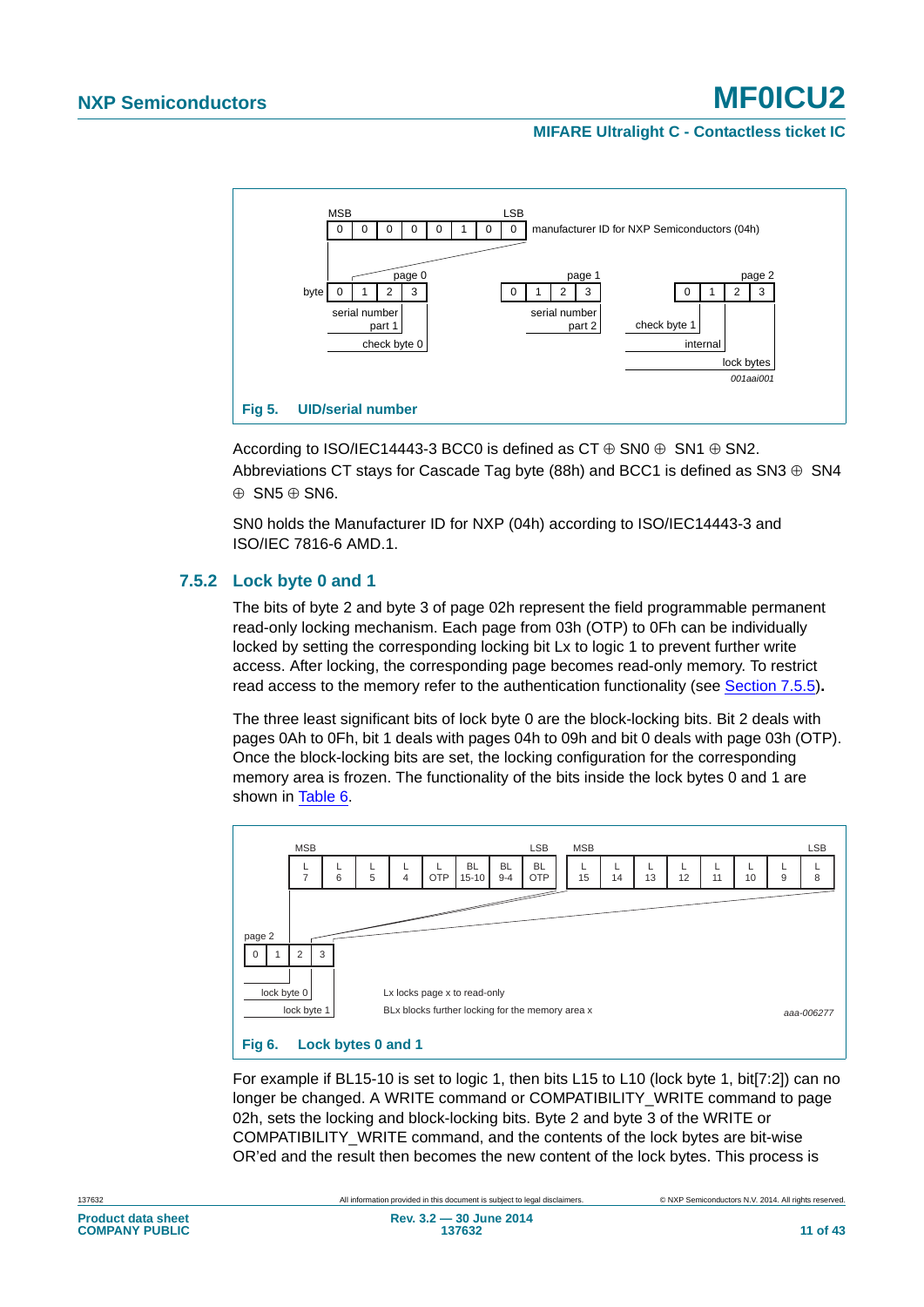Fig 5. UID/serial number

According to ISO/IEC14443-3 BCC0 is defined as CT ⊕ SN0 ⊕ SN1 ⊕ SN2. Abbreviations CT stays for Cascade Tag byte (88h) and BCC1 is defined as SN3 ⊕ SN4 ⊕ SN5 ⊕ SN6.

SN0 holds the Manufacturer ID for NXP (04h) according to ISO/IEC14443-3 and ISO/IEC 7816-6 AMD.1.

### 7.5.2 Lock byte 0 and 1

The bits of byte 2 and byte 3 of page 02h represent the field programmable permanent read-only locking mechanism. Each page from 03h (OTP) to 0Fh can be individually locked by setting the corresponding locking bit Lx to logic 1 to prevent further write access. After locking, the corresponding page becomes read-only memory. To restrict read access to the memory refer to the authentication functionality (see Section 7.5.5).

The three least significant bits of lock byte 0 are the block-locking bits. Bit 2 deals with pages 0Ah to 0Fh, bit 1 deals with pages 04h to 09h and bit 0 deals with page 03h (OTP). Once the block-locking bits are set, the locking configuration for the corresponding memory area is frozen. The functionality of the bits inside the lock bytes 0 and 1 are shown in Table 6.

Fig 6. Lock bytes 0 and 1

For example if BL15-10 is set to logic 1, then bits L15 to L10 (lock byte 1, bit[7:2]) can no longer be changed. A WRITE command or COMPATIBILITY_WRITE command to page 02h, sets the locking and block-locking bits. Byte 2 and byte 3 of the WRITE or COMPATIBILITY_WRITE command, and the contents of the lock bytes are bit-wise OR'ed and the result then becomes the new content of the lock bytes. This process is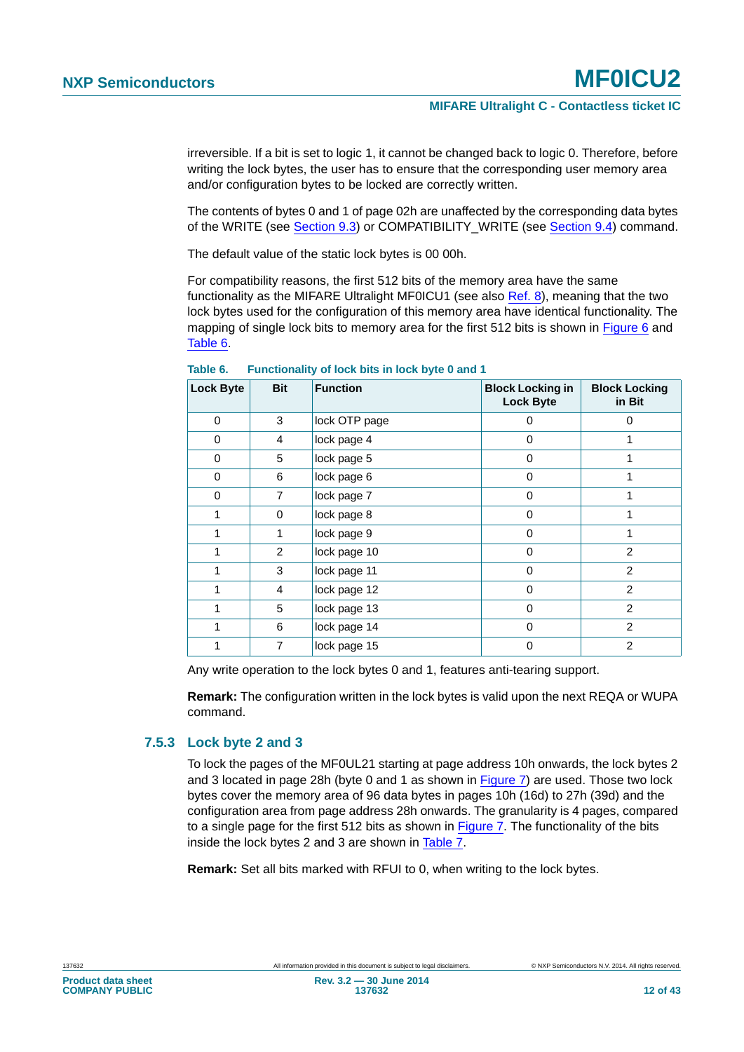irreversible. If a bit is set to logic 1, it cannot be changed back to logic 0. Therefore, before writing the lock bytes, the user has to ensure that the corresponding user memory area and/or configuration bytes to be locked are correctly written.

The contents of bytes 0 and 1 of page 02h are unaffected by the corresponding data bytes of the WRITE (see Section 9.3) or COMPATIBILITY_WRITE (see Section 9.4) command.

The default value of the static lock bytes is 00 00h.

For compatibility reasons, the first 512 bits of the memory area have the same functionality as the MIFARE Ultralight MF0ICU1 (see also Ref. 8), meaning that the two lock bytes used for the configuration of this memory area have identical functionality. The mapping of single lock bits to memory area for the first 512 bits is shown in Figure 6 and Table 6.

**Table 6. Functionality of lock bits in lock byte 0 and 1**

| Lock Byte | Bit | Function | Block Locking in Lock Byte | Block Locking in Bit |
|---|---|---|---|---|
| 0 | 3 | lock OTP page | 0 | 0 |
| 0 | 4 | lock page 4 | 0 | 1 |
| 0 | 5 | lock page 5 | 0 | 1 |
| 0 | 6 | lock page 6 | 0 | 1 |
| 0 | 7 | lock page 7 | 0 | 1 |
| 1 | 0 | lock page 8 | 0 | 1 |
| 1 | 1 | lock page 9 | 0 | 1 |
| 1 | 2 | lock page 10 | 0 | 2 |
| 1 | 3 | lock page 11 | 0 | 2 |
| 1 | 4 | lock page 12 | 0 | 2 |
| 1 | 5 | lock page 13 | 0 | 2 |
| 1 | 6 | lock page 14 | 0 | 2 |
| 1 | 7 | lock page 15 | 0 | 2 |

Any write operation to the lock bytes 0 and 1, features anti-tearing support.

**Remark:** The configuration written in the lock bytes is valid upon the next REQA or WUPA command.

### 7.5.3 Lock byte 2 and 3

To lock the pages of the MF0UL21 starting at page address 10h onwards, the lock bytes 2 and 3 located in page 28h (byte 0 and 1 as shown in Figure 7) are used. Those two lock bytes cover the memory area of 96 data bytes in pages 10h (16d) to 27h (39d) and the configuration area from page address 28h onwards. The granularity is 4 pages, compared to a single page for the first 512 bits as shown in Figure 7. The functionality of the bits inside the lock bytes 2 and 3 are shown in Table 7.

**Remark:** Set all bits marked with RFUI to 0, when writing to the lock bytes.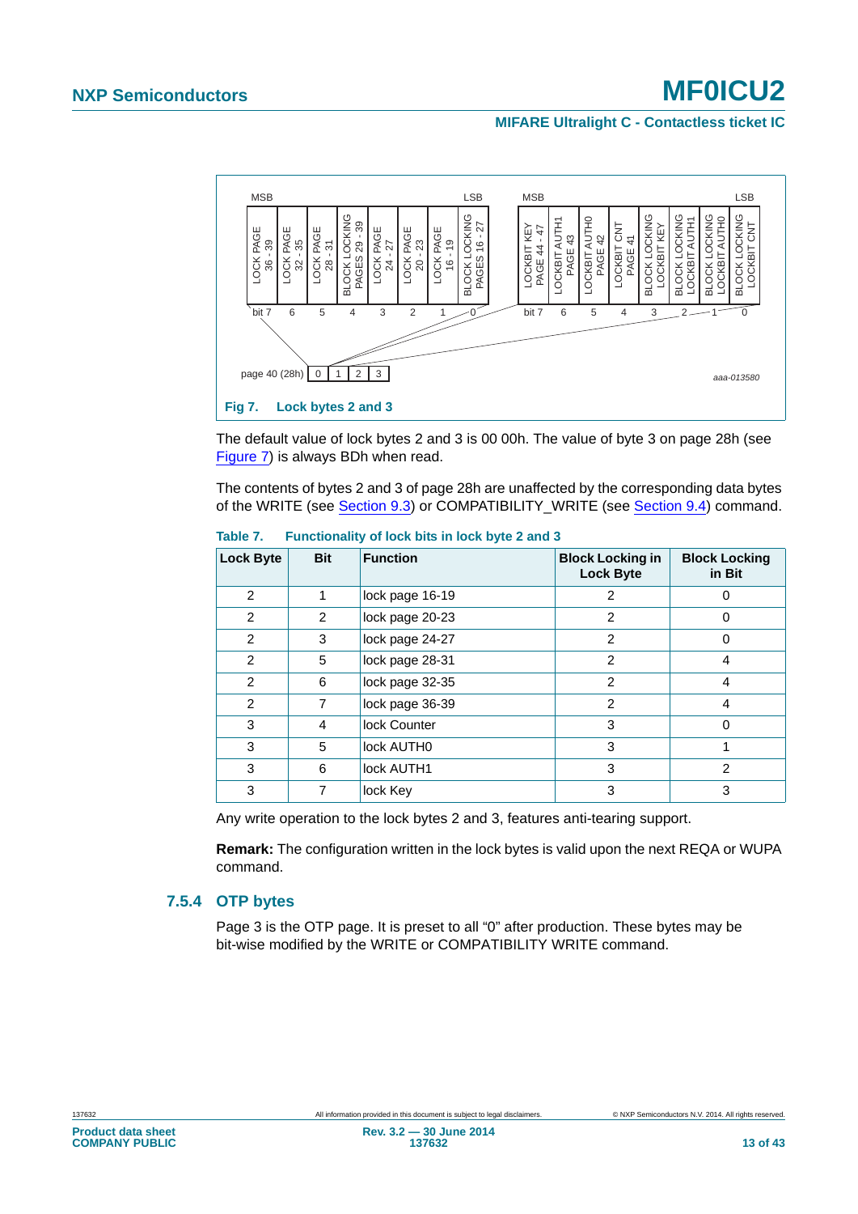| MSB | | | | | | | LSB |
|---|---|---|---|---|---|---|---|
| LOCK PAGE 36 - 39 | LOCK PAGE 32 - 35 | LOCK PAGE 28 - 31 | BLOCK LOCKING PAGES 29 - 39 | LOCK PAGE 24 - 27 | LOCK PAGE 20 - 23 | LOCK PAGE 16 - 19 | BLOCK LOCKING PAGES 16 - 27 |
| bit 7 | 6 | 5 | 4 | 3 | 2 | 1 | 0 |

| MSB | | | | | | | LSB |
|---|---|---|---|---|---|---|---|
| LOCKBIT KEY PAGE 44 - 47 | LOCKBIT AUTH1 PAGE 43 | LOCKBIT AUTH0 PAGE 42 | LOCKBIT CNT PAGE 41 | BLOCK LOCKING LOCKBIT KEY | BLOCK LOCKING LOCKBIT AUTH1 | BLOCK LOCKING LOCKBIT AUTH0 | BLOCK LOCKING LOCKBIT CNT |
| bit 7 | 6 | 5 | 4 | 3 | 2 | 1 | 0 |

page 40 (28h): 0 | 1 | 2 | 3

aaa-013580

**Fig 7. Lock bytes 2 and 3**

The default value of lock bytes 2 and 3 is 00 00h. The value of byte 3 on page 28h (see Figure 7) is always BDh when read.

The contents of bytes 2 and 3 of page 28h are unaffected by the corresponding data bytes of the WRITE (see Section 9.3) or COMPATIBILITY_WRITE (see Section 9.4) command.

**Table 7. Functionality of lock bits in lock byte 2 and 3**

| Lock Byte | Bit | Function | Block Locking in Lock Byte | Block Locking in Bit |
|---|---|---|---|---|
| 2 | 1 | lock page 16-19 | 2 | 0 |
| 2 | 2 | lock page 20-23 | 2 | 0 |
| 2 | 3 | lock page 24-27 | 2 | 0 |
| 2 | 5 | lock page 28-31 | 2 | 4 |
| 2 | 6 | lock page 32-35 | 2 | 4 |
| 2 | 7 | lock page 36-39 | 2 | 4 |
| 3 | 4 | lock Counter | 3 | 0 |
| 3 | 5 | lock AUTH0 | 3 | 1 |
| 3 | 6 | lock AUTH1 | 3 | 2 |
| 3 | 7 | lock Key | 3 | 3 |

Any write operation to the lock bytes 2 and 3, features anti-tearing support.

**Remark:** The configuration written in the lock bytes is valid upon the next REQA or WUPA command.

### 7.5.4 OTP bytes

Page 3 is the OTP page. It is preset to all “0” after production. These bytes may be bit-wise modified by the WRITE or COMPATIBILITY WRITE command.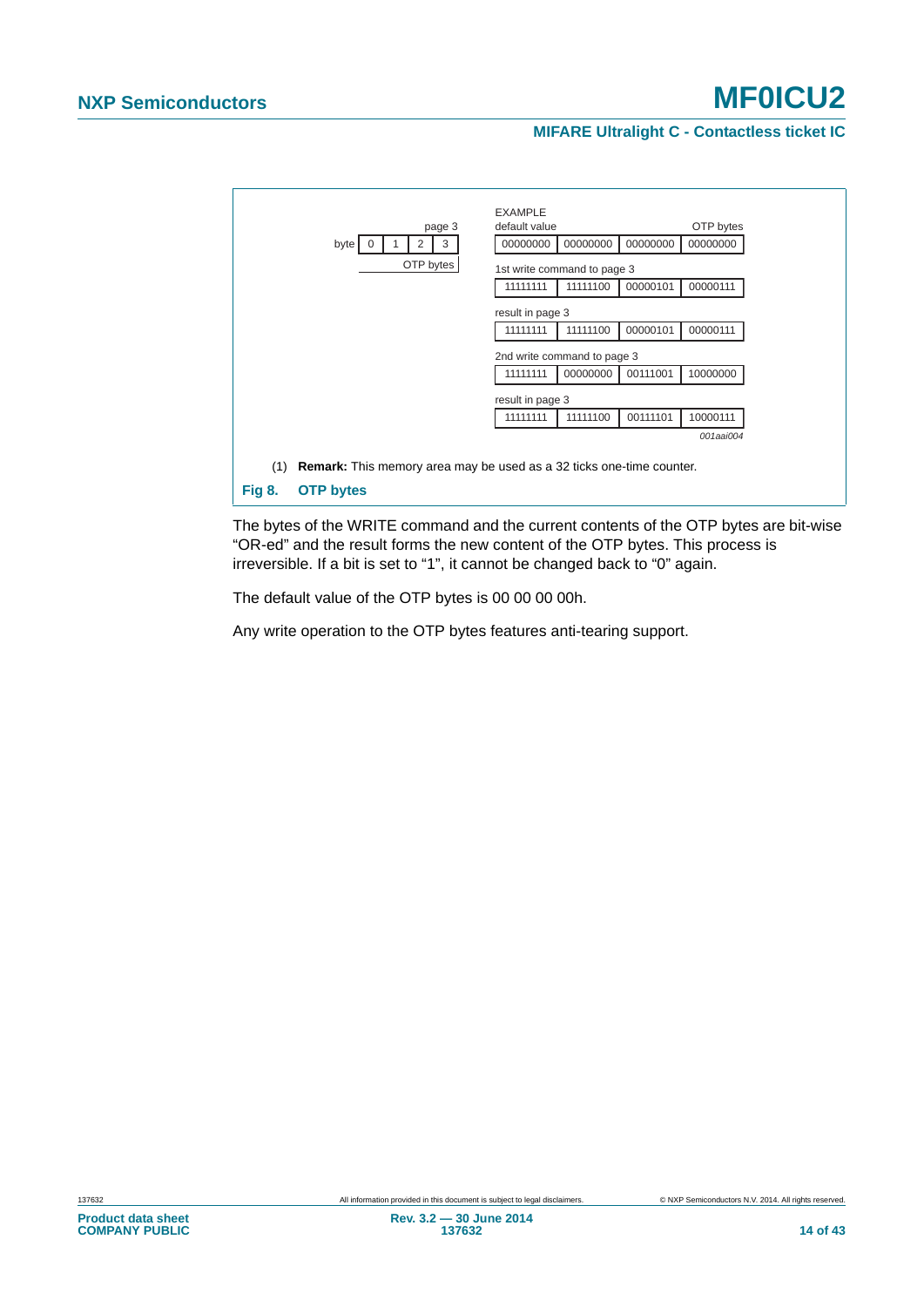page 3

| byte | 0 | 1 | 2 | 3 |
|---|---|---|---|---|
| | | | OTP bytes | |

EXAMPLE

| | | | | |
|---|---|---|---|---|
| default value | | | | OTP bytes |
| | 00000000 | 00000000 | 00000000 | 00000000 |
| 1st write command to page 3 | | | | |
| | 11111111 | 11111100 | 00000101 | 00000111 |
| result in page 3 | | | | |
| | 11111111 | 11111100 | 00000101 | 00000111 |
| 2nd write command to page 3 | | | | |
| | 11111111 | 00000000 | 00111001 | 10000000 |
| result in page 3 | | | | |
| | 11111111 | 11111100 | 00111101 | 10000111 |

001aai004

(1) **Remark:** This memory area may be used as a 32 ticks one-time counter.

**Fig 8. OTP bytes**

The bytes of the WRITE command and the current contents of the OTP bytes are bit-wise "OR-ed" and the result forms the new content of the OTP bytes. This process is irreversible. If a bit is set to "1", it cannot be changed back to "0" again.

The default value of the OTP bytes is 00 00 00 00h.

Any write operation to the OTP bytes features anti-tearing support.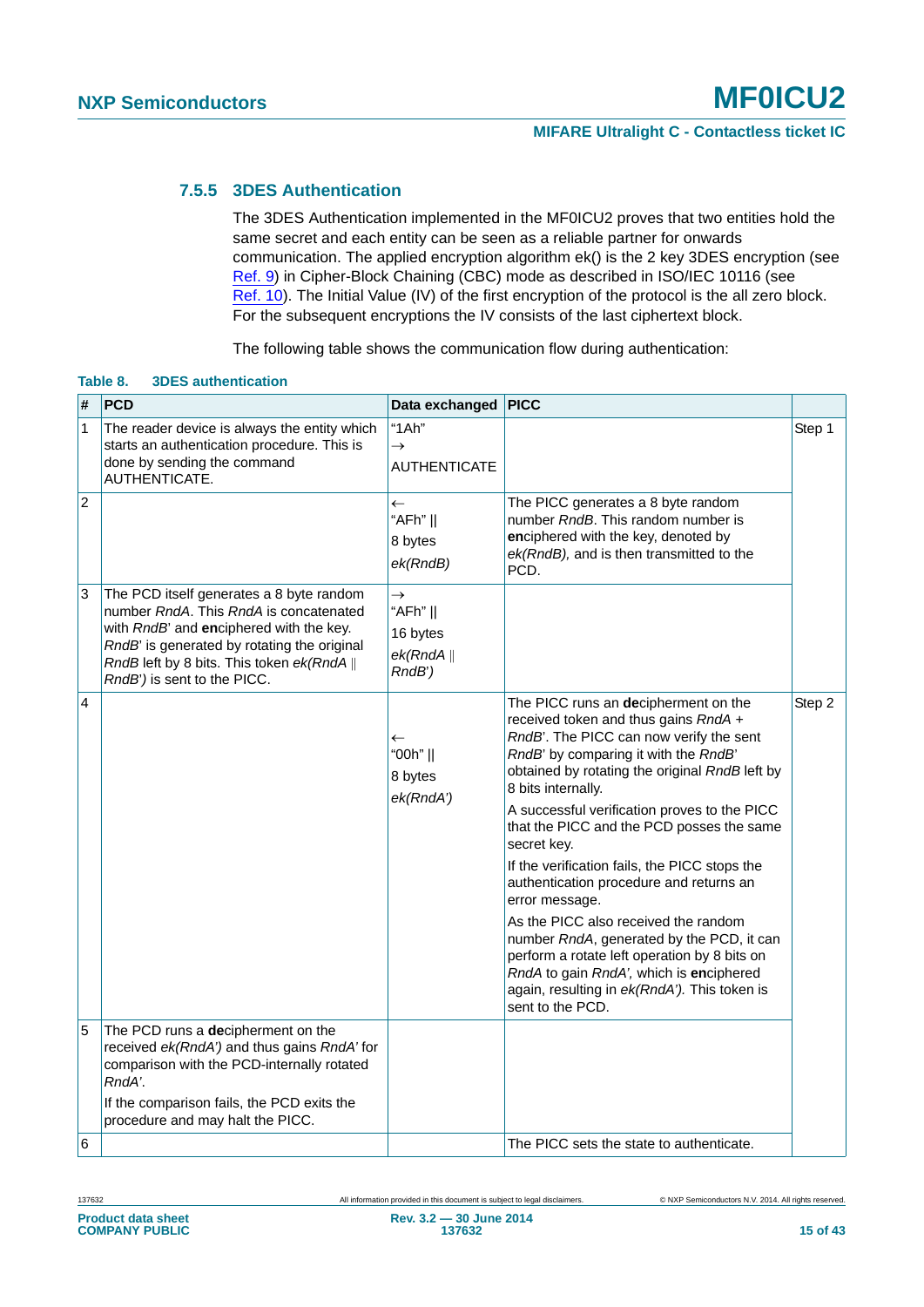### 7.5.5 3DES Authentication

The 3DES Authentication implemented in the MF0ICU2 proves that two entities hold the same secret and each entity can be seen as a reliable partner for onwards communication. The applied encryption algorithm ek() is the 2 key 3DES encryption (see Ref. 9) in Cipher-Block Chaining (CBC) mode as described in ISO/IEC 10116 (see Ref. 10). The Initial Value (IV) of the first encryption of the protocol is the all zero block. For the subsequent encryptions the IV consists of the last ciphertext block.

The following table shows the communication flow during authentication:

**Table 8. 3DES authentication**

| # | PCD | Data exchanged | PICC | |
|---|---|---|---|---|
| 1 | The reader device is always the entity which starts an authentication procedure. This is done by sending the command AUTHENTICATE. | "1Ah" → AUTHENTICATE | | Step 1 |
| 2 | | ← "AFh" \|\| 8 bytes *ek(RndB)* | The PICC generates a 8 byte random number *RndB*. This random number is **en**ciphered with the key, denoted by *ek(RndB),* and is then transmitted to the PCD. | |
| 3 | The PCD itself generates a 8 byte random number *RndA*. This *RndA* is concatenated with *RndB*' and **en**ciphered with the key. *RndB*' is generated by rotating the original *RndB* left by 8 bits. This token *ek(RndA* \|\| *RndB')* is sent to the PICC. | → "AFh" \|\| 16 bytes *ek(RndA* \|\| *RndB')* | | |
| 4 | | ← "00h" \|\| 8 bytes *ek(RndA')* | The PICC runs an **de**cipherment on the received token and thus gains *RndA* + *RndB*'. The PICC can now verify the sent *RndB*' by comparing it with the *RndB*' obtained by rotating the original *RndB* left by 8 bits internally.<br><br>A successful verification proves to the PICC that the PICC and the PCD posses the same secret key.<br><br>If the verification fails, the PICC stops the authentication procedure and returns an error message.<br><br>As the PICC also received the random number *RndA*, generated by the PCD, it can perform a rotate left operation by 8 bits on *RndA* to gain *RndA',* which is **en**ciphered again, resulting in *ek(RndA').* This token is sent to the PCD. | Step 2 |
| 5 | The PCD runs a **de**cipherment on the received *ek(RndA')* and thus gains *RndA'* for comparison with the PCD-internally rotated *RndA'*.<br><br>If the comparison fails, the PCD exits the procedure and may halt the PICC. | | | |
| 6 | | | The PICC sets the state to authenticate. | |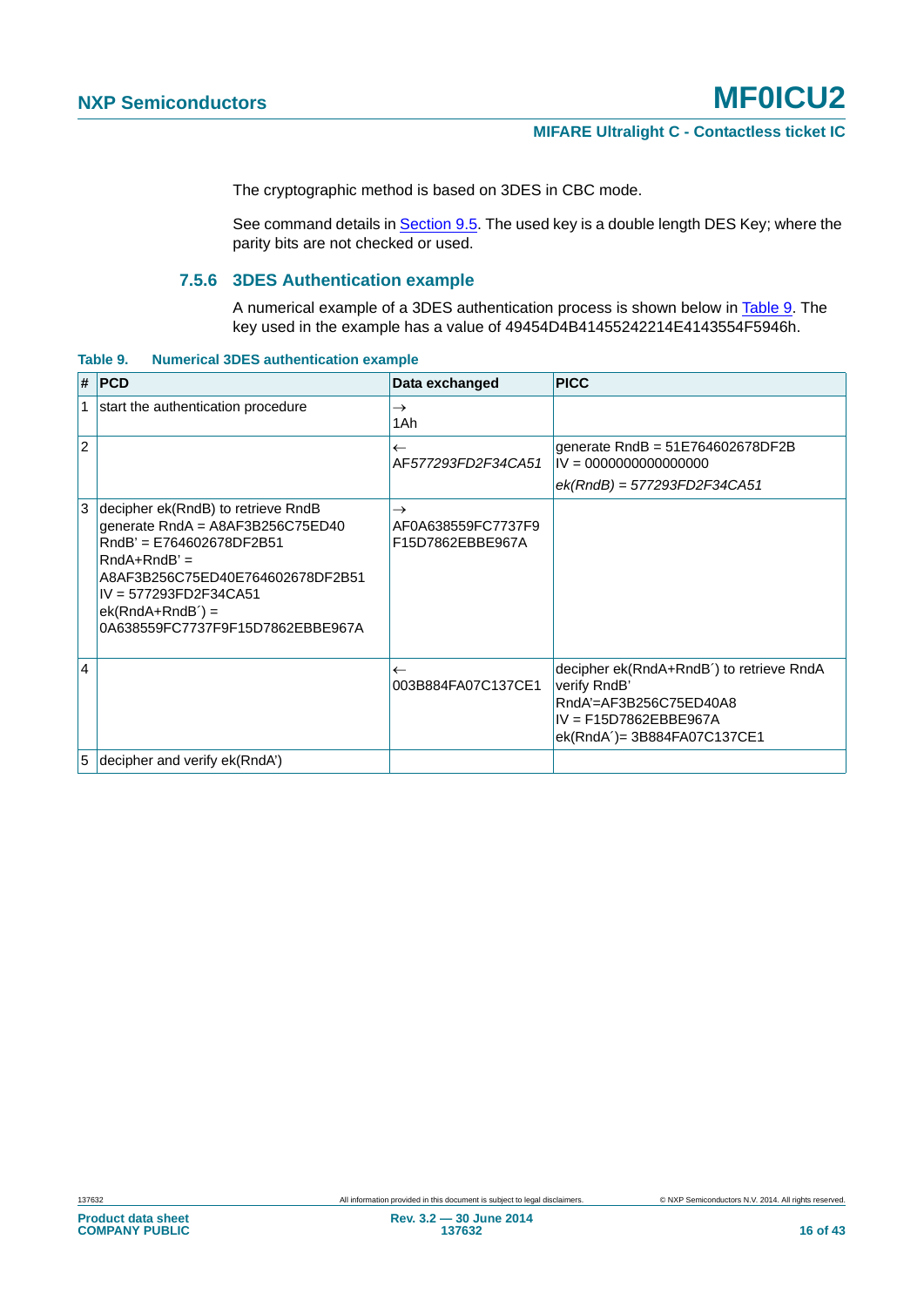The cryptographic method is based on 3DES in CBC mode.

See command details in Section 9.5. The used key is a double length DES Key; where the parity bits are not checked or used.

### 7.5.6 3DES Authentication example

A numerical example of a 3DES authentication process is shown below in Table 9. The key used in the example has a value of 49454D4B41455242214E4143554F5946h.

**Table 9. Numerical 3DES authentication example**

| # | PCD | Data exchanged | PICC |
|---|---|---|---|
| 1 | start the authentication procedure | → 1Ah | |
| 2 | | ← AF577293FD2F34CA51 | generate RndB = 51E764602678DF2B<br>IV = 0000000000000000<br>ek(RndB) = 577293FD2F34CA51 |
| 3 | decipher ek(RndB) to retrieve RndB<br>generate RndA = A8AF3B256C75ED40<br>RndB' = E764602678DF2B51<br>RndA+RndB' = A8AF3B256C75ED40E764602678DF2B51<br>IV = 577293FD2F34CA51<br>ek(RndA+RndB´) = 0A638559FC7737F9F15D7862EBBE967A | → AF0A638559FC7737F9F15D7862EBBE967A | |
| 4 | | ← 003B884FA07C137CE1 | decipher ek(RndA+RndB´) to retrieve RndA<br>verify RndB'<br>RndA'=AF3B256C75ED40A8<br>IV = F15D7862EBBE967A<br>ek(RndA´)= 3B884FA07C137CE1 |
| 5 | decipher and verify ek(RndA') | | |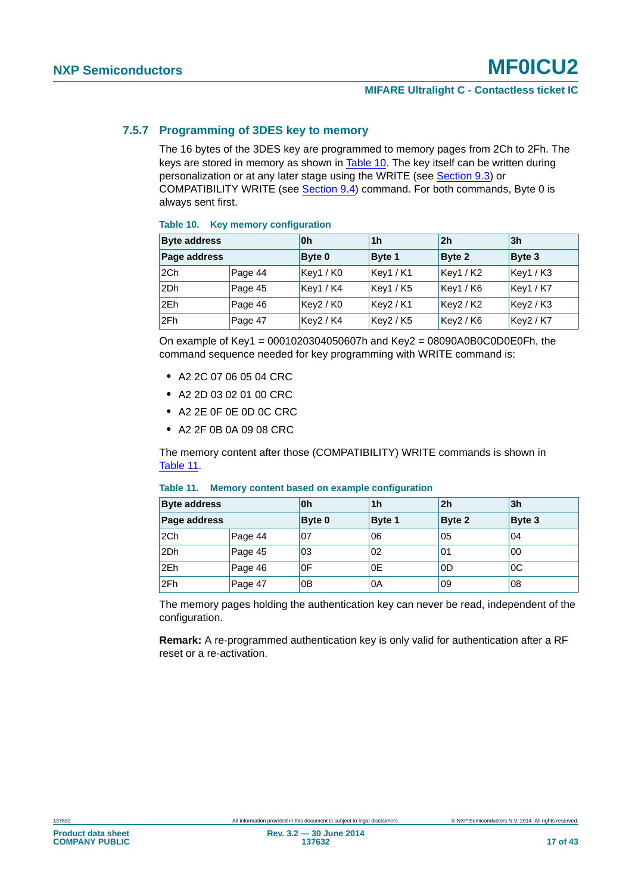### 7.5.7 Programming of 3DES key to memory

The 16 bytes of the 3DES key are programmed to memory pages from 2Ch to 2Fh. The keys are stored in memory as shown in Table 10. The key itself can be written during personalization or at any later stage using the WRITE (see Section 9.3) or COMPATIBILITY WRITE (see Section 9.4) command. For both commands, Byte 0 is always sent first.

**Table 10. Key memory configuration**

| Byte address | | 0h | 1h | 2h | 3h |
|---|---|---|---|---|---|
| **Page address** | | **Byte 0** | **Byte 1** | **Byte 2** | **Byte 3** |
| 2Ch | Page 44 | Key1 / K0 | Key1 / K1 | Key1 / K2 | Key1 / K3 |
| 2Dh | Page 45 | Key1 / K4 | Key1 / K5 | Key1 / K6 | Key1 / K7 |
| 2Eh | Page 46 | Key2 / K0 | Key2 / K1 | Key2 / K2 | Key2 / K3 |
| 2Fh | Page 47 | Key2 / K4 | Key2 / K5 | Key2 / K6 | Key2 / K7 |

On example of Key1 = 0001020304050607h and Key2 = 08090A0B0C0D0E0Fh, the command sequence needed for key programming with WRITE command is:

- A2 2C 07 06 05 04 CRC
- A2 2D 03 02 01 00 CRC
- A2 2E 0F 0E 0D 0C CRC
- A2 2F 0B 0A 09 08 CRC

The memory content after those (COMPATIBILITY) WRITE commands is shown in Table 11.

**Table 11. Memory content based on example configuration**

| Byte address | | 0h | 1h | 2h | 3h |
|---|---|---|---|---|---|
| **Page address** | | **Byte 0** | **Byte 1** | **Byte 2** | **Byte 3** |
| 2Ch | Page 44 | 07 | 06 | 05 | 04 |
| 2Dh | Page 45 | 03 | 02 | 01 | 00 |
| 2Eh | Page 46 | 0F | 0E | 0D | 0C |
| 2Fh | Page 47 | 0B | 0A | 09 | 08 |

The memory pages holding the authentication key can never be read, independent of the configuration.

**Remark:** A re-programmed authentication key is only valid for authentication after a RF reset or a re-activation.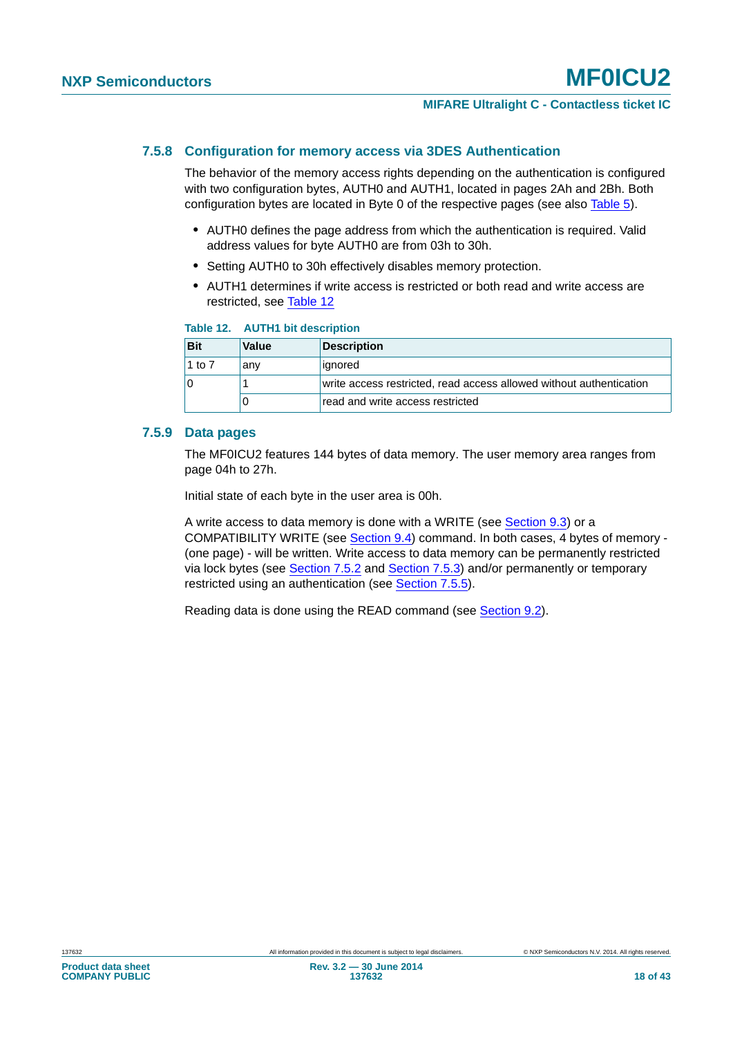### 7.5.8 Configuration for memory access via 3DES Authentication

The behavior of the memory access rights depending on the authentication is configured with two configuration bytes, AUTH0 and AUTH1, located in pages 2Ah and 2Bh. Both configuration bytes are located in Byte 0 of the respective pages (see also Table 5).

- AUTH0 defines the page address from which the authentication is required. Valid address values for byte AUTH0 are from 03h to 30h.
- Setting AUTH0 to 30h effectively disables memory protection.
- AUTH1 determines if write access is restricted or both read and write access are restricted, see Table 12

**Table 12. AUTH1 bit description**

| Bit | Value | Description |
|---|---|---|
| 1 to 7 | any | ignored |
| 0 | 1 | write access restricted, read access allowed without authentication |
| | 0 | read and write access restricted |

### 7.5.9 Data pages

The MF0ICU2 features 144 bytes of data memory. The user memory area ranges from page 04h to 27h.

Initial state of each byte in the user area is 00h.

A write access to data memory is done with a WRITE (see Section 9.3) or a COMPATIBILITY WRITE (see Section 9.4) command. In both cases, 4 bytes of memory - (one page) - will be written. Write access to data memory can be permanently restricted via lock bytes (see Section 7.5.2 and Section 7.5.3) and/or permanently or temporary restricted using an authentication (see Section 7.5.5).

Reading data is done using the READ command (see Section 9.2).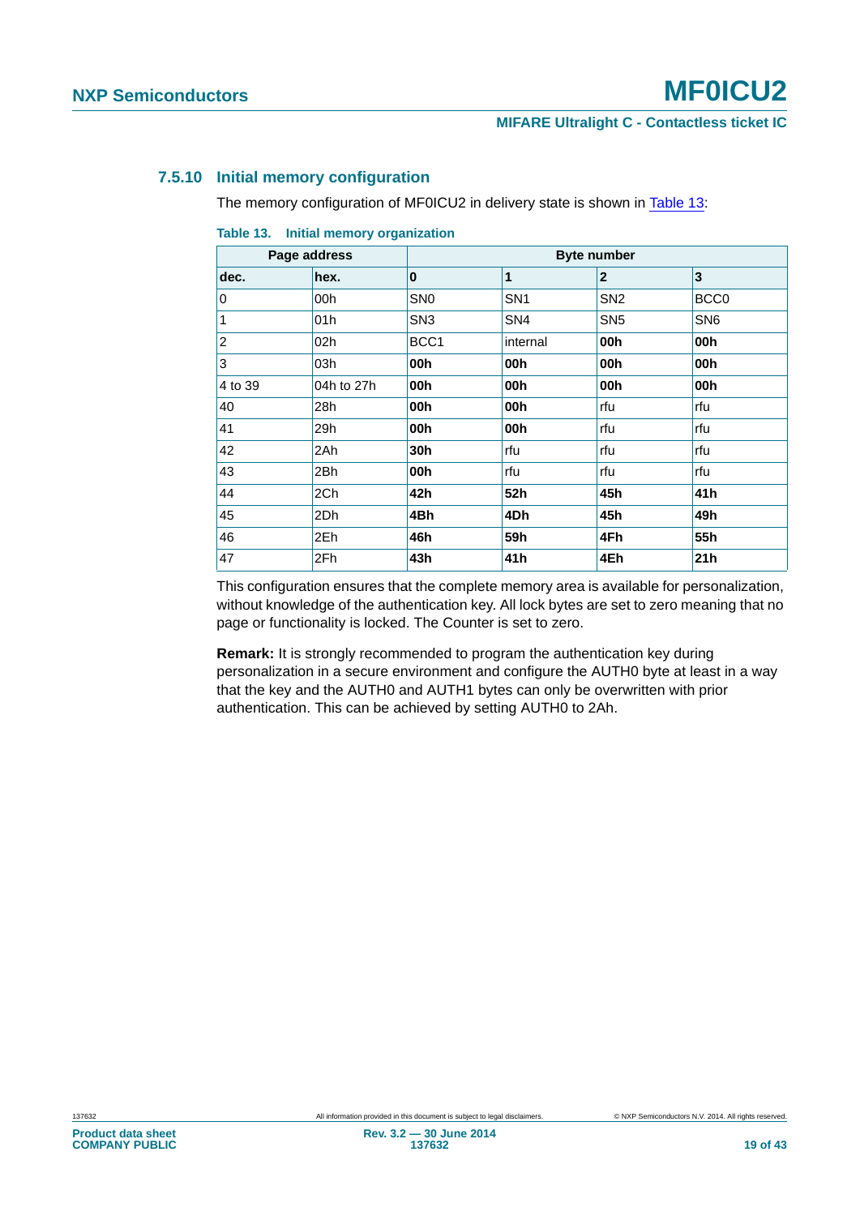### 7.5.10 Initial memory configuration

The memory configuration of MF0ICU2 in delivery state is shown in Table 13:

**Table 13. Initial memory organization**

| Page address | | Byte number | | | |
|---|---|---|---|---|---|
| **dec.** | **hex.** | **0** | **1** | **2** | **3** |
| 0 | 00h | SN0 | SN1 | SN2 | BCC0 |
| 1 | 01h | SN3 | SN4 | SN5 | SN6 |
| 2 | 02h | BCC1 | internal | **00h** | **00h** |
| 3 | 03h | **00h** | **00h** | **00h** | **00h** |
| 4 to 39 | 04h to 27h | **00h** | **00h** | **00h** | **00h** |
| 40 | 28h | **00h** | **00h** | rfu | rfu |
| 41 | 29h | **00h** | **00h** | rfu | rfu |
| 42 | 2Ah | **30h** | rfu | rfu | rfu |
| 43 | 2Bh | **00h** | rfu | rfu | rfu |
| 44 | 2Ch | **42h** | **52h** | **45h** | **41h** |
| 45 | 2Dh | **4Bh** | **4Dh** | **45h** | **49h** |
| 46 | 2Eh | **46h** | **59h** | **4Fh** | **55h** |
| 47 | 2Fh | **43h** | **41h** | **4Eh** | **21h** |

This configuration ensures that the complete memory area is available for personalization, without knowledge of the authentication key. All lock bytes are set to zero meaning that no page or functionality is locked. The Counter is set to zero.

**Remark:** It is strongly recommended to program the authentication key during personalization in a secure environment and configure the AUTH0 byte at least in a way that the key and the AUTH0 and AUTH1 bytes can only be overwritten with prior authentication. This can be achieved by setting AUTH0 to 2Ah.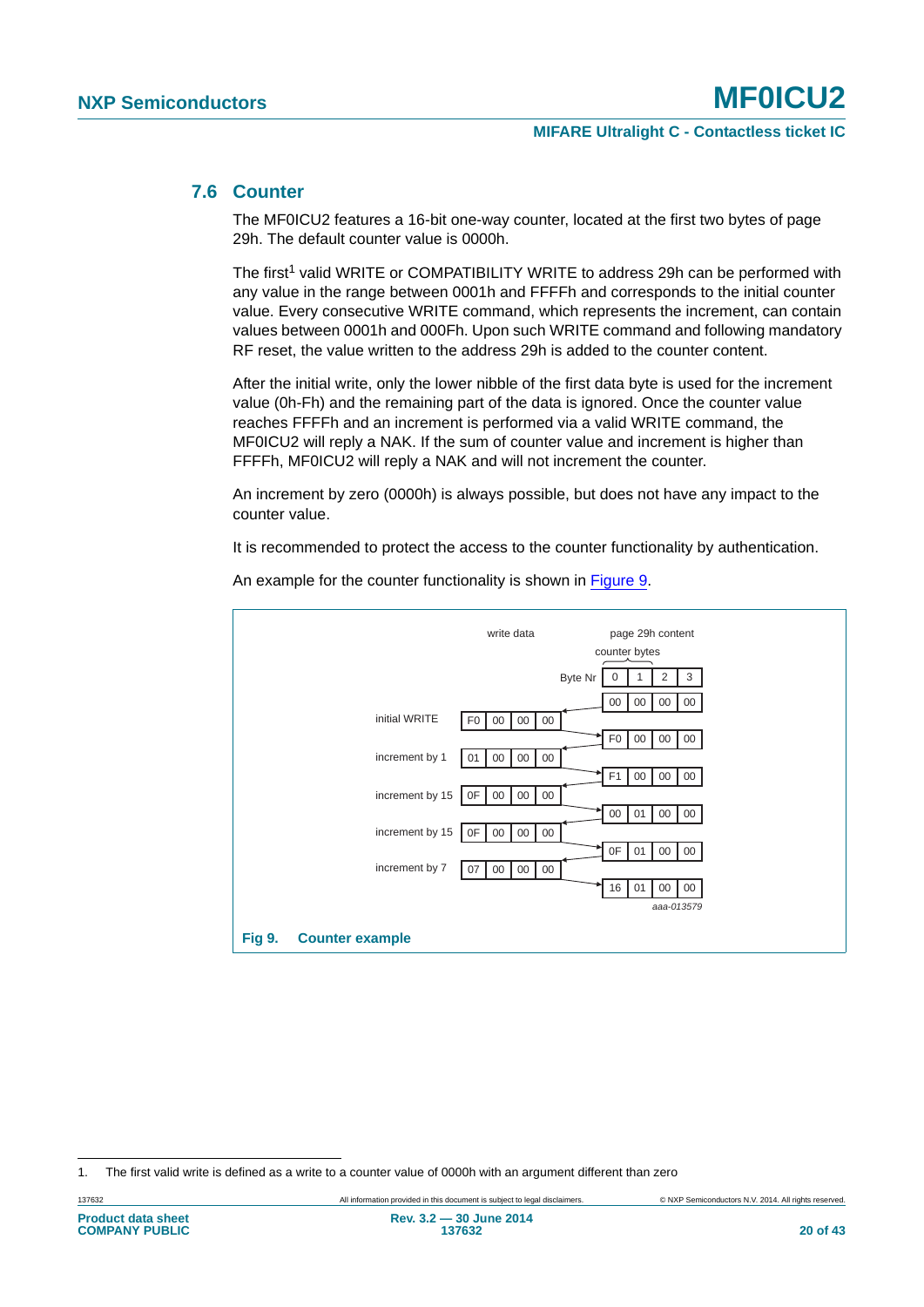## 7.6 Counter

The MF0ICU2 features a 16-bit one-way counter, located at the first two bytes of page 29h. The default counter value is 0000h.

The first[1] valid WRITE or COMPATIBILITY WRITE to address 29h can be performed with any value in the range between 0001h and FFFFh and corresponds to the initial counter value. Every consecutive WRITE command, which represents the increment, can contain values between 0001h and 000Fh. Upon such WRITE command and following mandatory RF reset, the value written to the address 29h is added to the counter content.

After the initial write, only the lower nibble of the first data byte is used for the increment value (0h-Fh) and the remaining part of the data is ignored. Once the counter value reaches FFFFh and an increment is performed via a valid WRITE command, the MF0ICU2 will reply a NAK. If the sum of counter value and increment is higher than FFFFh, MF0ICU2 will reply a NAK and will not increment the counter.

An increment by zero (0000h) is always possible, but does not have any impact to the counter value.

It is recommended to protect the access to the counter functionality by authentication.

An example for the counter functionality is shown in Figure 9.

| | write data | page 29h content (Byte Nr 0, 1 = counter bytes; 2, 3) |
|---|---|---|
| | | 00 00 00 00 |
| initial WRITE | F0 00 00 00 | F0 00 00 00 |
| increment by 1 | 01 00 00 00 | F1 00 00 00 |
| increment by 15 | 0F 00 00 00 | 00 01 00 00 |
| increment by 15 | 0F 00 00 00 | 0F 01 00 00 |
| increment by 7 | 07 00 00 00 | 16 01 00 00 |

aaa-013579

**Fig 9. Counter example**

1. The first valid write is defined as a write to a counter value of 0000h with an argument different than zero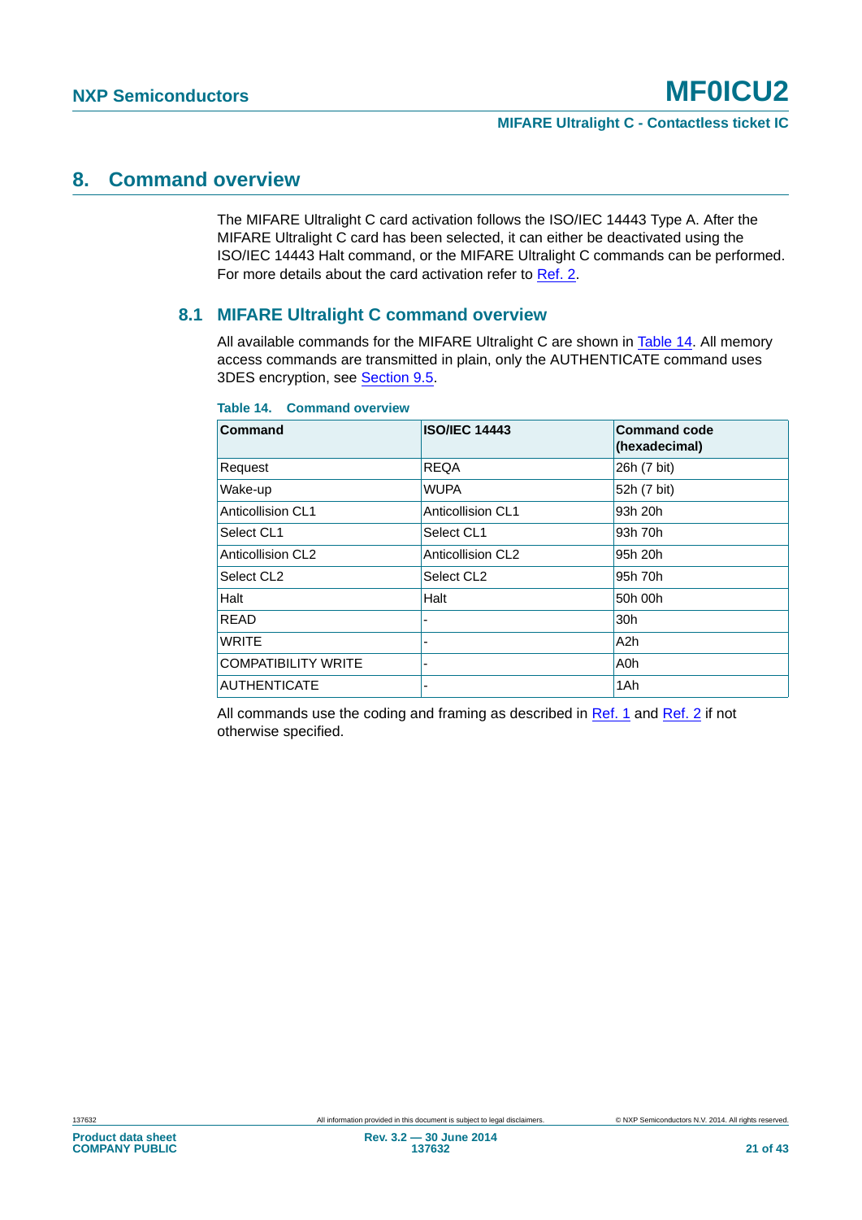# 8. Command overview

The MIFARE Ultralight C card activation follows the ISO/IEC 14443 Type A. After the MIFARE Ultralight C card has been selected, it can either be deactivated using the ISO/IEC 14443 Halt command, or the MIFARE Ultralight C commands can be performed. For more details about the card activation refer to Ref. 2.

## 8.1 MIFARE Ultralight C command overview

All available commands for the MIFARE Ultralight C are shown in Table 14. All memory access commands are transmitted in plain, only the AUTHENTICATE command uses 3DES encryption, see Section 9.5.

**Table 14. Command overview**

| Command | ISO/IEC 14443 | Command code (hexadecimal) |
|---|---|---|
| Request | REQA | 26h (7 bit) |
| Wake-up | WUPA | 52h (7 bit) |
| Anticollision CL1 | Anticollision CL1 | 93h 20h |
| Select CL1 | Select CL1 | 93h 70h |
| Anticollision CL2 | Anticollision CL2 | 95h 20h |
| Select CL2 | Select CL2 | 95h 70h |
| Halt | Halt | 50h 00h |
| READ | - | 30h |
| WRITE | - | A2h |
| COMPATIBILITY WRITE | - | A0h |
| AUTHENTICATE | - | 1Ah |

All commands use the coding and framing as described in Ref. 1 and Ref. 2 if not otherwise specified.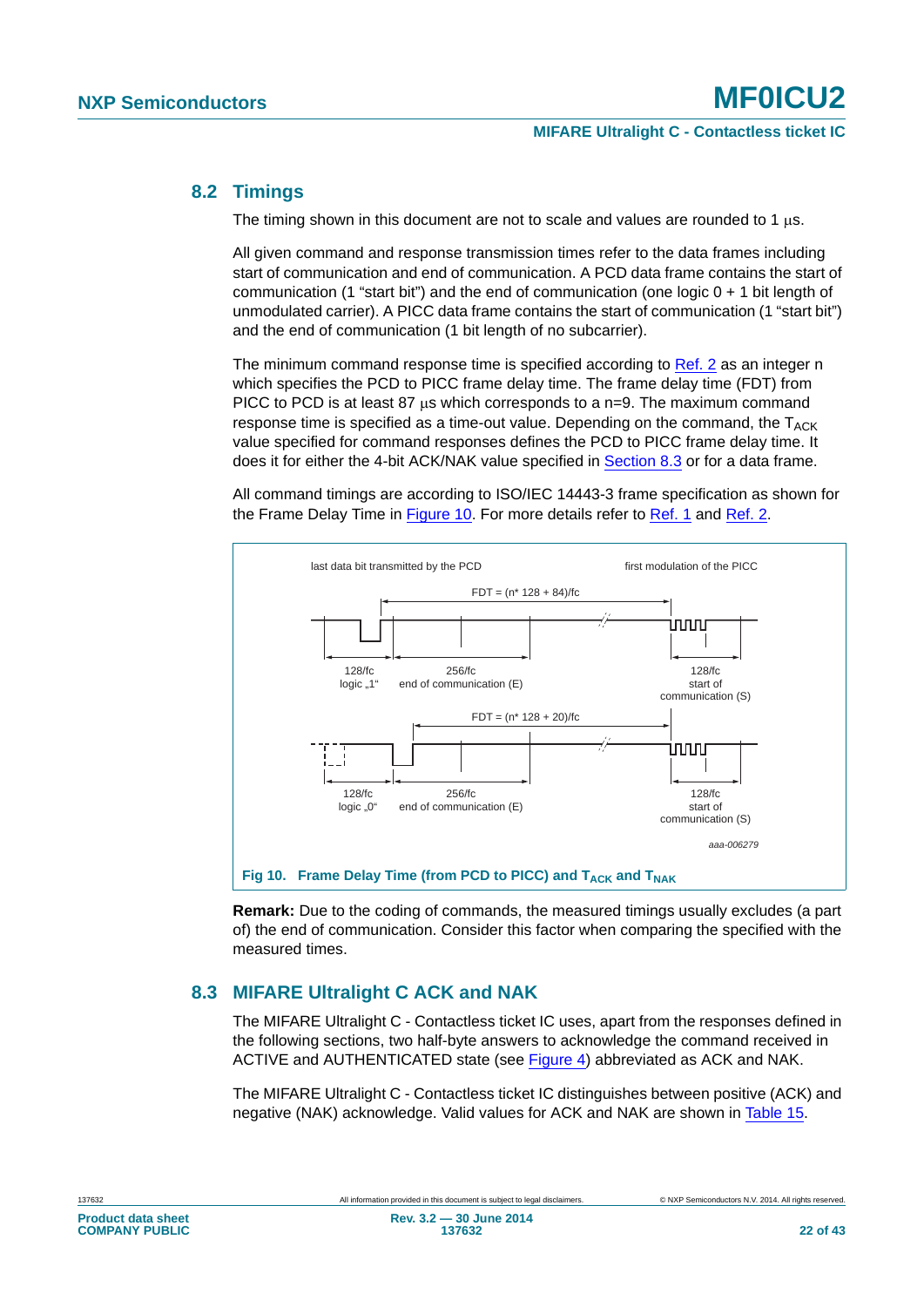## 8.2 Timings

The timing shown in this document are not to scale and values are rounded to 1 µs.

All given command and response transmission times refer to the data frames including start of communication and end of communication. A PCD data frame contains the start of communication (1 “start bit”) and the end of communication (one logic 0 + 1 bit length of unmodulated carrier). A PICC data frame contains the start of communication (1 “start bit”) and the end of communication (1 bit length of no subcarrier).

The minimum command response time is specified according to Ref. 2 as an integer n which specifies the PCD to PICC frame delay time. The frame delay time (FDT) from PICC to PCD is at least 87 µs which corresponds to a n=9. The maximum command response time is specified as a time-out value. Depending on the command, the $T_{ACK}$ value specified for command responses defines the PCD to PICC frame delay time. It does it for either the 4-bit ACK/NAK value specified in Section 8.3 or for a data frame.

All command timings are according to ISO/IEC 14443-3 frame specification as shown for the Frame Delay Time in Figure 10. For more details refer to Ref. 1 and Ref. 2.

last data bit transmitted by the PCD — first modulation of the PICC

FDT = (n* 128 + 84)/fc

128/fc logic „1“ — 256/fc end of communication (E) — 128/fc start of communication (S)

FDT = (n* 128 + 20)/fc

128/fc logic „0“ — 256/fc end of communication (E) — 128/fc start of communication (S)

aaa-006279

**Fig 10. Frame Delay Time (from PCD to PICC) and $T_{ACK}$ and $T_{NAK}$**

**Remark:** Due to the coding of commands, the measured timings usually excludes (a part of) the end of communication. Consider this factor when comparing the specified with the measured times.

## 8.3 MIFARE Ultralight C ACK and NAK

The MIFARE Ultralight C - Contactless ticket IC uses, apart from the responses defined in the following sections, two half-byte answers to acknowledge the command received in ACTIVE and AUTHENTICATED state (see Figure 4) abbreviated as ACK and NAK.

The MIFARE Ultralight C - Contactless ticket IC distinguishes between positive (ACK) and negative (NAK) acknowledge. Valid values for ACK and NAK are shown in Table 15.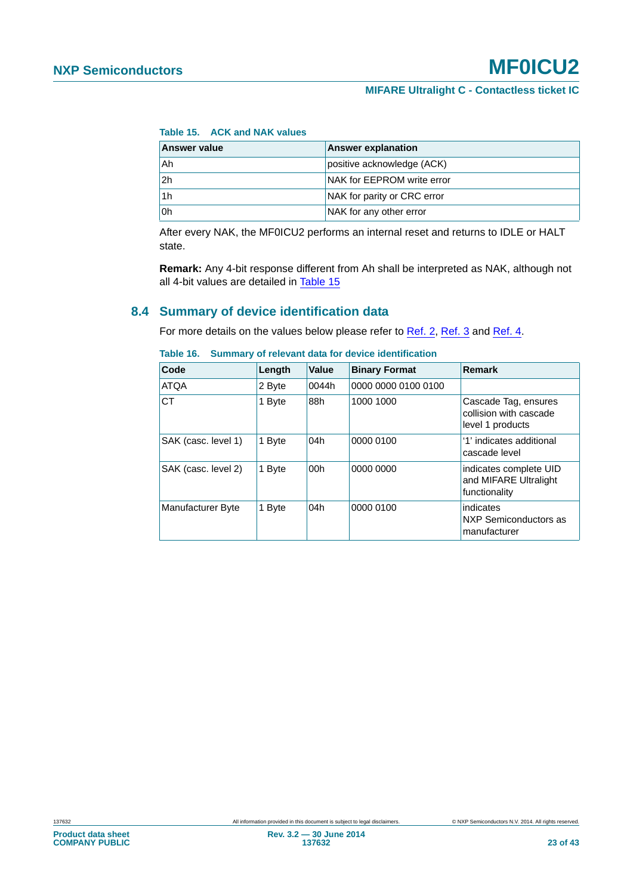**Table 15. ACK and NAK values**

| Answer value | Answer explanation |
|---|---|
| Ah | positive acknowledge (ACK) |
| 2h | NAK for EEPROM write error |
| 1h | NAK for parity or CRC error |
| 0h | NAK for any other error |

After every NAK, the MF0ICU2 performs an internal reset and returns to IDLE or HALT state.

**Remark:** Any 4-bit response different from Ah shall be interpreted as NAK, although not all 4-bit values are detailed in Table 15

## 8.4 Summary of device identification data

For more details on the values below please refer to Ref. 2, Ref. 3 and Ref. 4.

**Table 16. Summary of relevant data for device identification**

| Code | Length | Value | Binary Format | Remark |
|---|---|---|---|---|
| ATQA | 2 Byte | 0044h | 0000 0000 0100 0100 | |
| CT | 1 Byte | 88h | 1000 1000 | Cascade Tag, ensures collision with cascade level 1 products |
| SAK (casc. level 1) | 1 Byte | 04h | 0000 0100 | ‘1’ indicates additional cascade level |
| SAK (casc. level 2) | 1 Byte | 00h | 0000 0000 | indicates complete UID and MIFARE Ultralight functionality |
| Manufacturer Byte | 1 Byte | 04h | 0000 0100 | indicates NXP Semiconductors as manufacturer |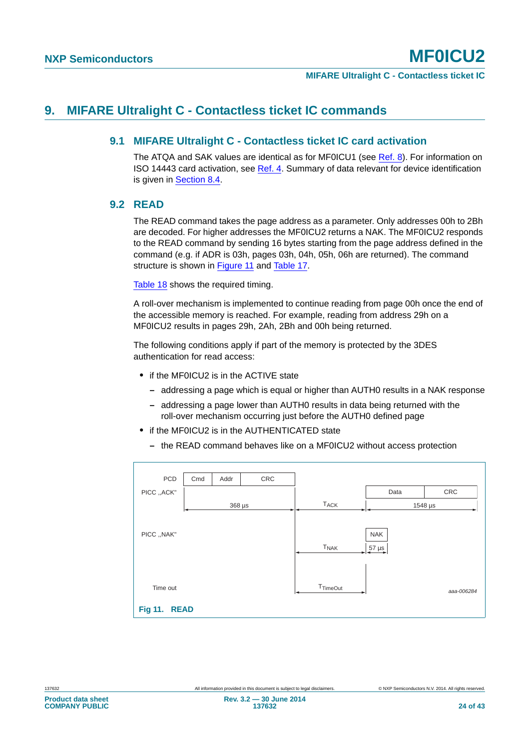# 9. MIFARE Ultralight C - Contactless ticket IC commands

## 9.1 MIFARE Ultralight C - Contactless ticket IC card activation

The ATQA and SAK values are identical as for MF0ICU1 (see Ref. 8). For information on ISO 14443 card activation, see Ref. 4. Summary of data relevant for device identification is given in Section 8.4.

## 9.2 READ

The READ command takes the page address as a parameter. Only addresses 00h to 2Bh are decoded. For higher addresses the MF0ICU2 returns a NAK. The MF0ICU2 responds to the READ command by sending 16 bytes starting from the page address defined in the command (e.g. if ADR is 03h, pages 03h, 04h, 05h, 06h are returned). The command structure is shown in Figure 11 and Table 17.

Table 18 shows the required timing.

A roll-over mechanism is implemented to continue reading from page 00h once the end of the accessible memory is reached. For example, reading from address 29h on a MF0ICU2 results in pages 29h, 2Ah, 2Bh and 00h being returned.

The following conditions apply if part of the memory is protected by the 3DES authentication for read access:

- if the MF0ICU2 is in the ACTIVE state
  - addressing a page which is equal or higher than AUTH0 results in a NAK response
  - addressing a page lower than AUTH0 results in data being returned with the roll-over mechanism occurring just before the AUTH0 defined page
- if the MF0ICU2 is in the AUTHENTICATED state
  - the READ command behaves like on a MF0ICU2 without access protection

Fig 11. READ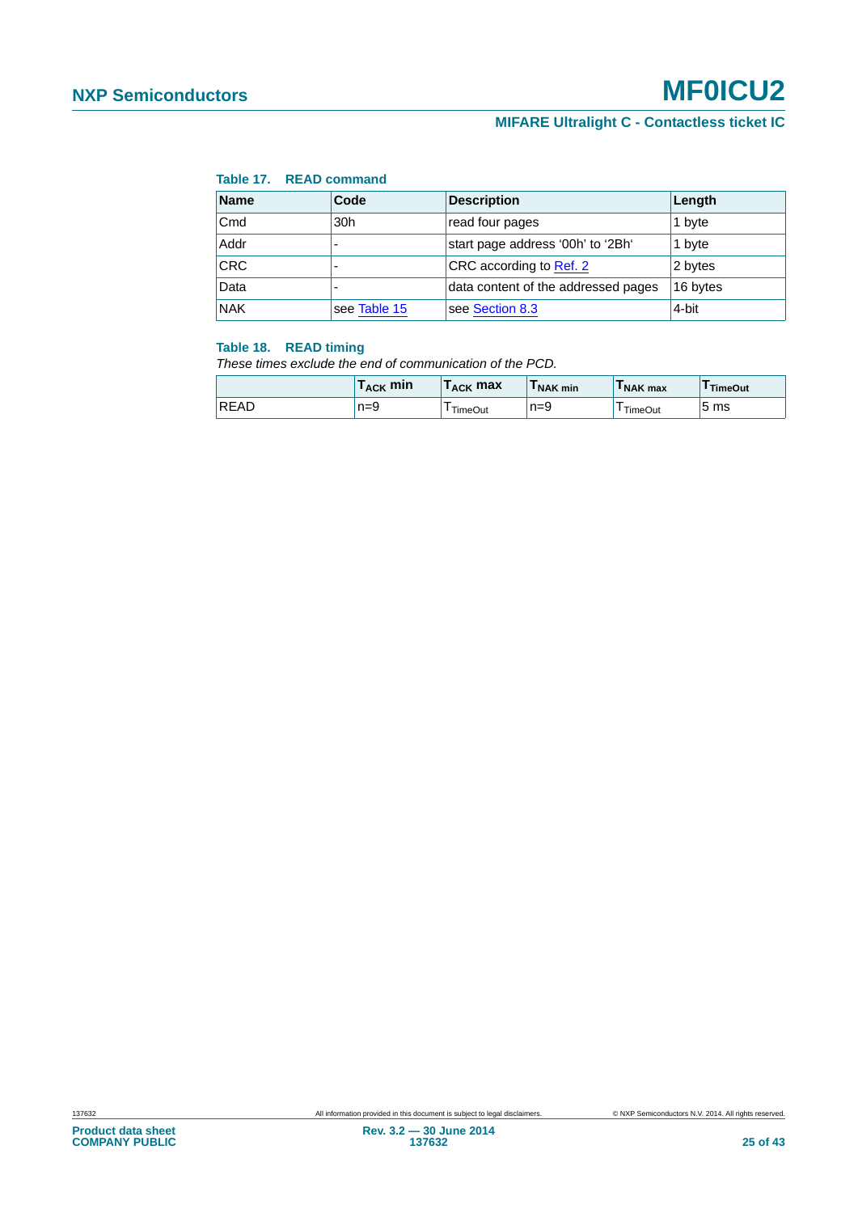**Table 17. READ command**

| Name | Code | Description | Length |
|---|---|---|---|
| Cmd | 30h | read four pages | 1 byte |
| Addr | - | start page address '00h' to '2Bh' | 1 byte |
| CRC | - | CRC according to Ref. 2 | 2 bytes |
| Data | - | data content of the addressed pages | 16 bytes |
| NAK | see Table 15 | see Section 8.3 | 4-bit |

**Table 18. READ timing**

*These times exclude the end of communication of the PCD.*

| | $T_{ACK}$ min | $T_{ACK}$ max | $T_{NAK\ min}$ | $T_{NAK\ max}$ | $T_{TimeOut}$ |
|---|---|---|---|---|---|
| READ | n=9 | $T_{TimeOut}$ | n=9 | $T_{TimeOut}$ | 5 ms |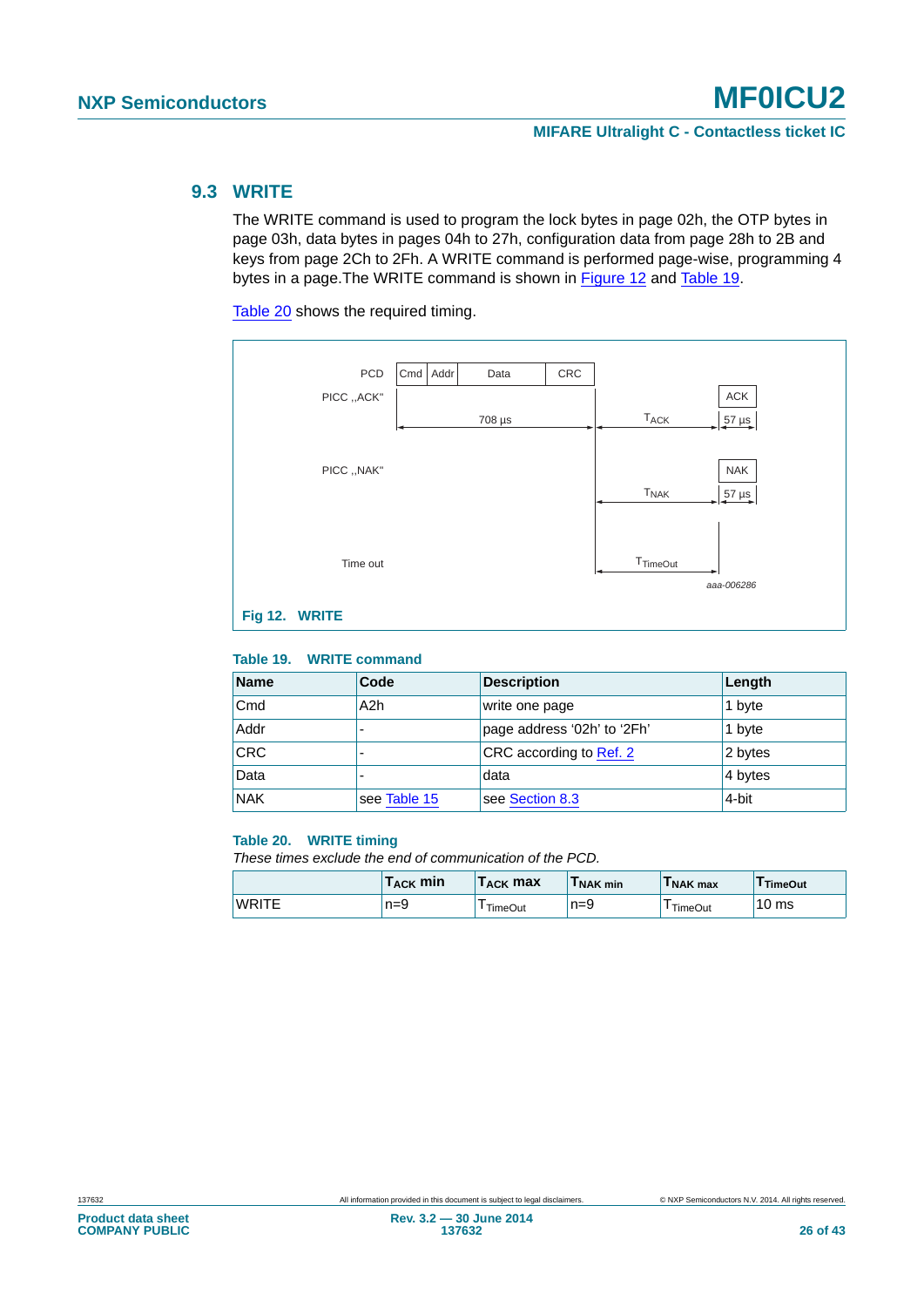## 9.3 WRITE

The WRITE command is used to program the lock bytes in page 02h, the OTP bytes in page 03h, data bytes in pages 04h to 27h, configuration data from page 28h to 2B and keys from page 2Ch to 2Fh. A WRITE command is performed page-wise, programming 4 bytes in a page.The WRITE command is shown in Figure 12 and Table 19.

Table 20 shows the required timing.

PCD | Cmd | Addr | Data | CRC

PICC „ACK" — 708 µs — $T_{ACK}$ — ACK — 57 µs

PICC „NAK" — $T_{NAK}$ — NAK — 57 µs

Time out — $T_{TimeOut}$

aaa-006286

**Fig 12. WRITE**

**Table 19. WRITE command**

| Name | Code | Description | Length |
|---|---|---|---|
| Cmd | A2h | write one page | 1 byte |
| Addr | - | page address ‘02h’ to ‘2Fh’ | 1 byte |
| CRC | - | CRC according to Ref. 2 | 2 bytes |
| Data | - | data | 4 bytes |
| NAK | see Table 15 | see Section 8.3 | 4-bit |

**Table 20. WRITE timing**

*These times exclude the end of communication of the PCD.*

| | $T_{ACK}$ min | $T_{ACK}$ max | $T_{NAK\ min}$ | $T_{NAK\ max}$ | $T_{TimeOut}$ |
|---|---|---|---|---|---|
| WRITE | n=9 | $T_{TimeOut}$ | n=9 | $T_{TimeOut}$ | 10 ms |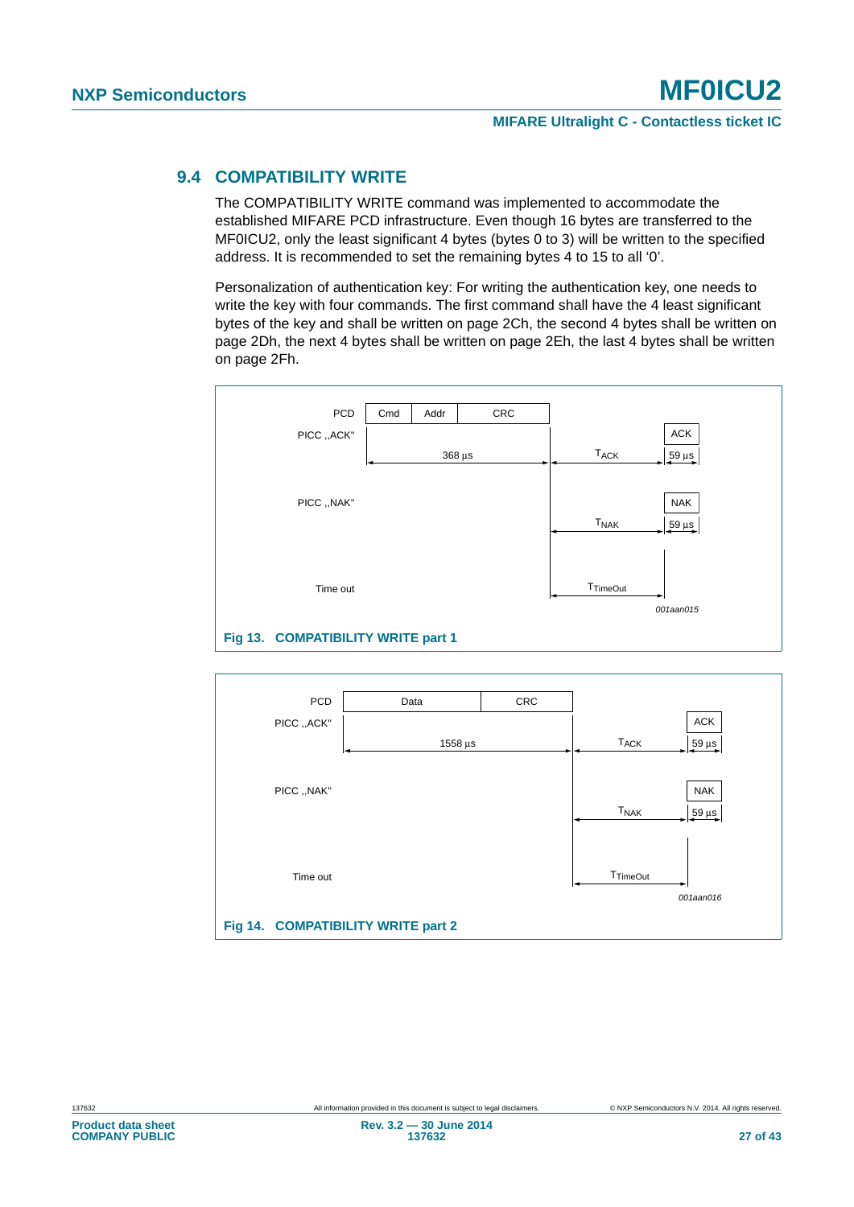## 9.4 COMPATIBILITY WRITE

The COMPATIBILITY WRITE command was implemented to accommodate the established MIFARE PCD infrastructure. Even though 16 bytes are transferred to the MF0ICU2, only the least significant 4 bytes (bytes 0 to 3) will be written to the specified address. It is recommended to set the remaining bytes 4 to 15 to all ‘0’.

Personalization of authentication key: For writing the authentication key, one needs to write the key with four commands. The first command shall have the 4 least significant bytes of the key and shall be written on page 2Ch, the second 4 bytes shall be written on page 2Dh, the next 4 bytes shall be written on page 2Eh, the last 4 bytes shall be written on page 2Fh.

PCD | Cmd | Addr | CRC

PICC „ACK" — 368 µs — $T_{ACK}$ — ACK — 59 µs

PICC „NAK" — $T_{NAK}$ — NAK — 59 µs

Time out — $T_{TimeOut}$

*001aan015*

**Fig 13. COMPATIBILITY WRITE part 1**

PCD | Data | CRC

PICC „ACK" — 1558 µs — $T_{ACK}$ — ACK — 59 µs

PICC „NAK" — $T_{NAK}$ — NAK — 59 µs

Time out — $T_{TimeOut}$

*001aan016*

**Fig 14. COMPATIBILITY WRITE part 2**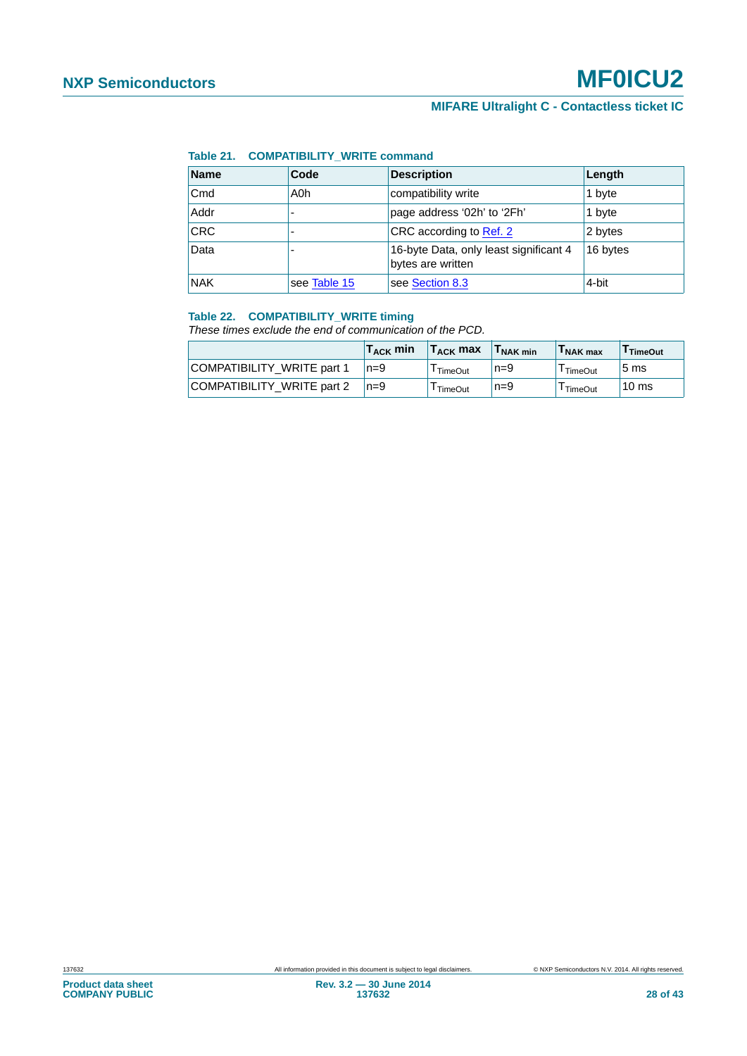**Table 21. COMPATIBILITY_WRITE command**

| Name | Code | Description | Length |
|---|---|---|---|
| Cmd | A0h | compatibility write | 1 byte |
| Addr | - | page address ‘02h’ to ‘2Fh’ | 1 byte |
| CRC | - | CRC according to Ref. 2 | 2 bytes |
| Data | - | 16-byte Data, only least significant 4 bytes are written | 16 bytes |
| NAK | see Table 15 | see Section 8.3 | 4-bit |

**Table 22. COMPATIBILITY_WRITE timing**

*These times exclude the end of communication of the PCD.*

| | $T_{ACK}$ min | $T_{ACK}$ max | $T_{NAK\ min}$ | $T_{NAK\ max}$ | $T_{TimeOut}$ |
|---|---|---|---|---|---|
| COMPATIBILITY_WRITE part 1 | n=9 | $T_{TimeOut}$ | n=9 | $T_{TimeOut}$ | 5 ms |
| COMPATIBILITY_WRITE part 2 | n=9 | $T_{TimeOut}$ | n=9 | $T_{TimeOut}$ | 10 ms |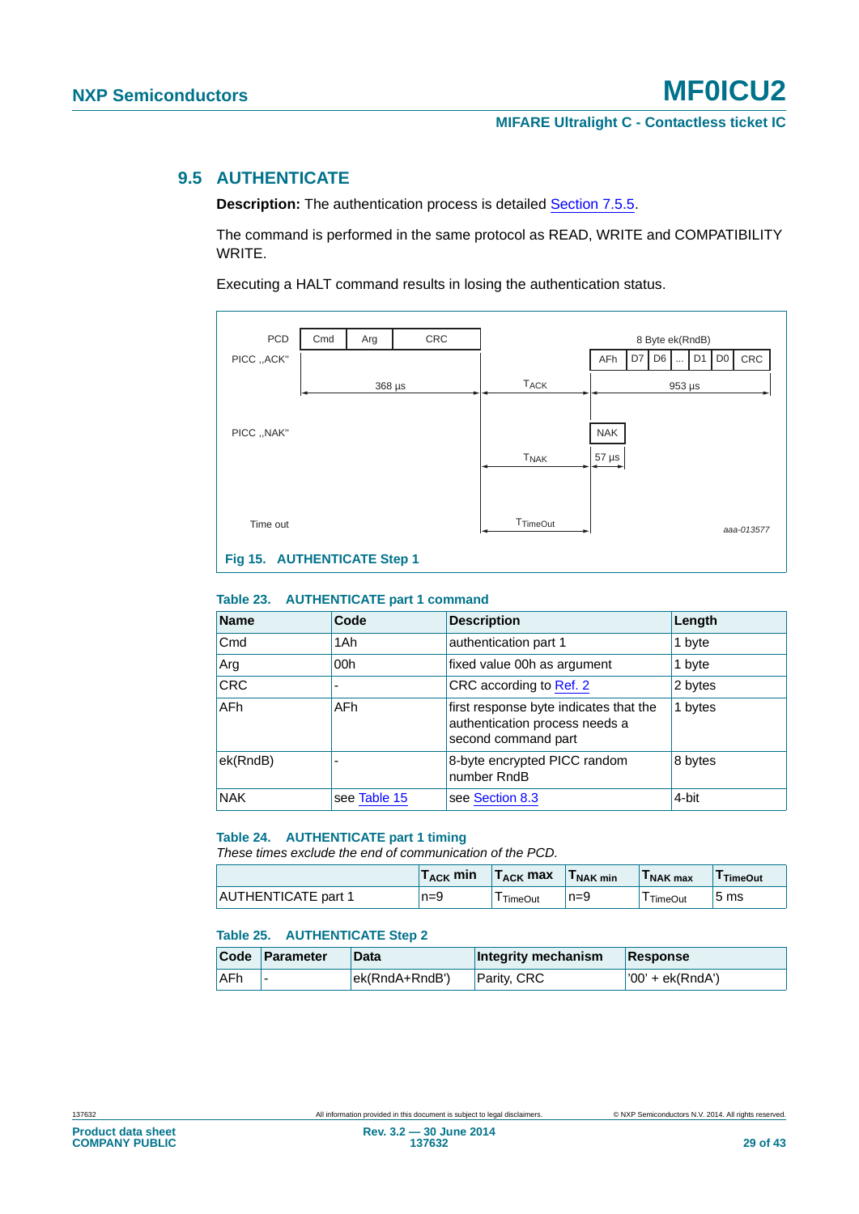## 9.5 AUTHENTICATE

**Description:** The authentication process is detailed Section 7.5.5.

The command is performed in the same protocol as READ, WRITE and COMPATIBILITY WRITE.

Executing a HALT command results in losing the authentication status.

PCD | Cmd | Arg | CRC

PICC „ACK" — 8 Byte ek(RndB) — AFh | D7 | D6 | ... | D1 | D0 | CRC

368 µs — $T_{ACK}$ — 953 µs

PICC „NAK" — NAK — $T_{NAK}$ — 57 µs

Time out — $T_{TimeOut}$

aaa-013577

**Fig 15. AUTHENTICATE Step 1**

**Table 23. AUTHENTICATE part 1 command**

| Name | Code | Description | Length |
|---|---|---|---|
| Cmd | 1Ah | authentication part 1 | 1 byte |
| Arg | 00h | fixed value 00h as argument | 1 byte |
| CRC | - | CRC according to Ref. 2 | 2 bytes |
| AFh | AFh | first response byte indicates that the authentication process needs a second command part | 1 bytes |
| ek(RndB) | - | 8-byte encrypted PICC random number RndB | 8 bytes |
| NAK | see Table 15 | see Section 8.3 | 4-bit |

**Table 24. AUTHENTICATE part 1 timing**

*These times exclude the end of communication of the PCD.*

| | $T_{ACK}$ min | $T_{ACK}$ max | $T_{NAK\ min}$ | $T_{NAK\ max}$ | $T_{TimeOut}$ |
|---|---|---|---|---|---|
| AUTHENTICATE part 1 | n=9 | $T_{TimeOut}$ | n=9 | $T_{TimeOut}$ | 5 ms |

**Table 25. AUTHENTICATE Step 2**

| Code | Parameter | Data | Integrity mechanism | Response |
|---|---|---|---|---|
| AFh | - | ek(RndA+RndB') | Parity, CRC | '00' + ek(RndA') |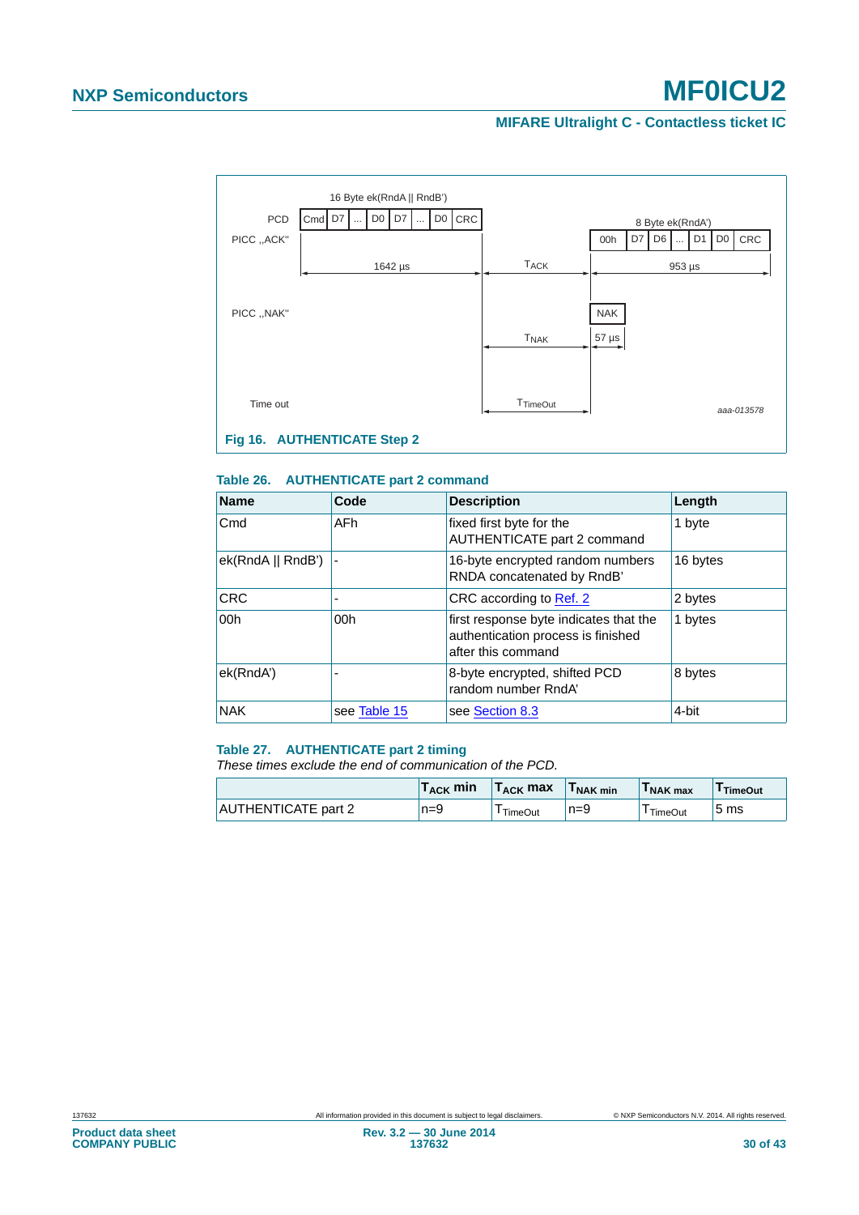Fig 16. AUTHENTICATE Step 2

**Table 26. AUTHENTICATE part 2 command**

| Name | Code | Description | Length |
|---|---|---|---|
| Cmd | AFh | fixed first byte for the AUTHENTICATE part 2 command | 1 byte |
| ek(RndA \|\| RndB’) | - | 16-byte encrypted random numbers RNDA concatenated by RndB’ | 16 bytes |
| CRC | - | CRC according to Ref. 2 | 2 bytes |
| 00h | 00h | first response byte indicates that the authentication process is finished after this command | 1 bytes |
| ek(RndA’) | - | 8-byte encrypted, shifted PCD random number RndA’ | 8 bytes |
| NAK | see Table 15 | see Section 8.3 | 4-bit |

**Table 27. AUTHENTICATE part 2 timing**

*These times exclude the end of communication of the PCD.*

| | $T_{ACK}$ min | $T_{ACK}$ max | $T_{NAK\ min}$ | $T_{NAK\ max}$ | $T_{TimeOut}$ |
|---|---|---|---|---|---|
| AUTHENTICATE part 2 | n=9 | $T_{TimeOut}$ | n=9 | $T_{TimeOut}$ | 5 ms |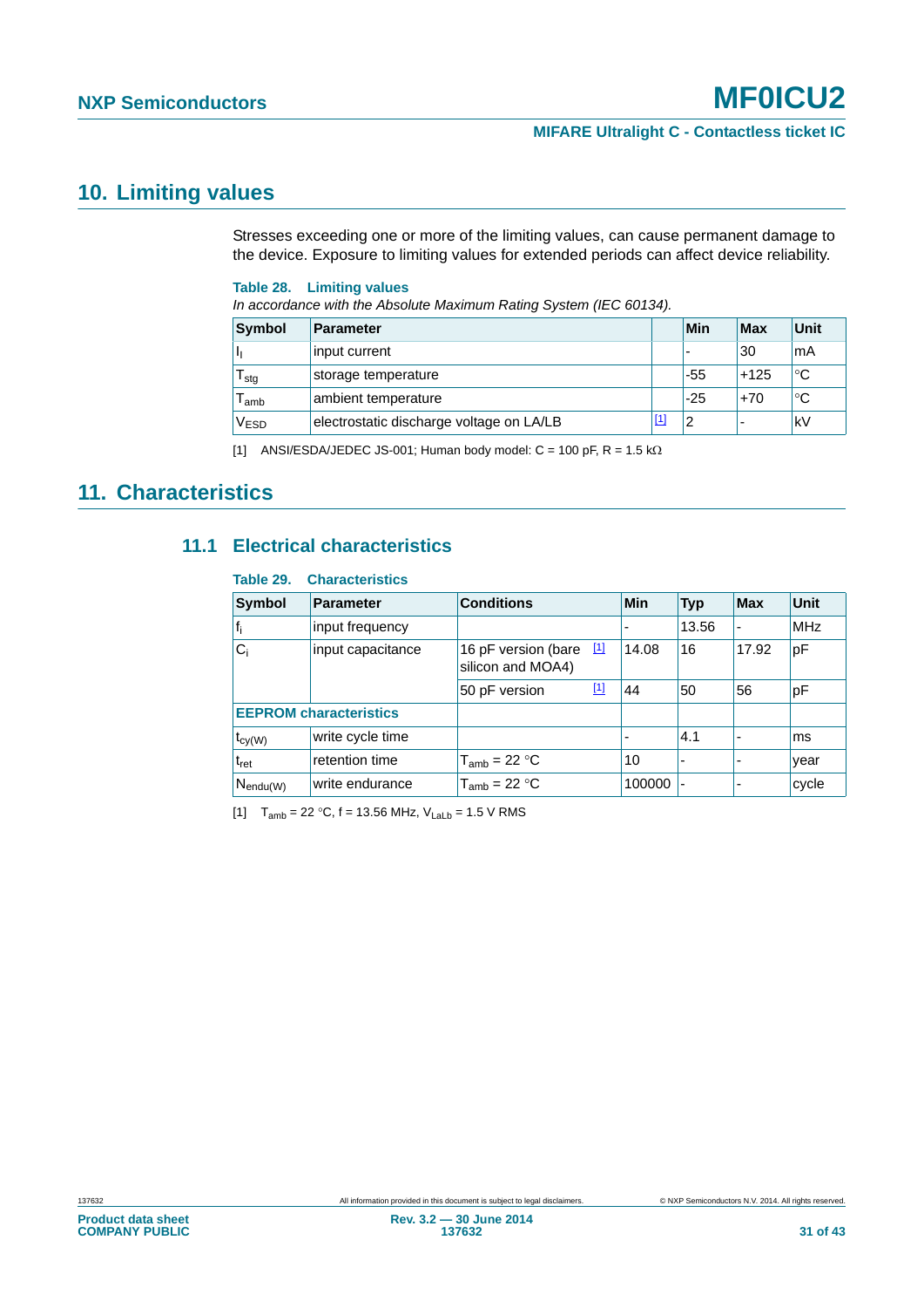# 10. Limiting values

Stresses exceeding one or more of the limiting values, can cause permanent damage to the device. Exposure to limiting values for extended periods can affect device reliability.

**Table 28. Limiting values**

*In accordance with the Absolute Maximum Rating System (IEC 60134).*

| Symbol | Parameter | | Min | Max | Unit |
|---|---|---|---|---|---|
| $I_I$ | input current | | - | 30 | mA |
| $T_{stg}$ | storage temperature | | -55 | +125 | °C |
| $T_{amb}$ | ambient temperature | | -25 | +70 | °C |
| $V_{ESD}$ | electrostatic discharge voltage on LA/LB | [1] | 2 | - | kV |

[1] ANSI/ESDA/JEDEC JS-001; Human body model: C = 100 pF, R = 1.5 kΩ

# 11. Characteristics

## 11.1 Electrical characteristics

**Table 29. Characteristics**

| Symbol | Parameter | Conditions | | Min | Typ | Max | Unit |
|---|---|---|---|---|---|---|---|
| $f_i$ | input frequency | | | - | 13.56 | - | MHz |
| $C_i$ | input capacitance | 16 pF version (bare silicon and MOA4) | [1] | 14.08 | 16 | 17.92 | pF |
| | | 50 pF version | [1] | 44 | 50 | 56 | pF |
| **EEPROM characteristics** | | | | | | | |
| $t_{cy(W)}$ | write cycle time | | | - | 4.1 | - | ms |
| $t_{ret}$ | retention time | $T_{amb}$ = 22 °C | | 10 | - | - | year |
| $N_{endu(W)}$ | write endurance | $T_{amb}$ = 22 °C | | 100000 | - | - | cycle |

[1] $T_{amb}$ = 22 °C, f = 13.56 MHz, $V_{LaLb}$ = 1.5 V RMS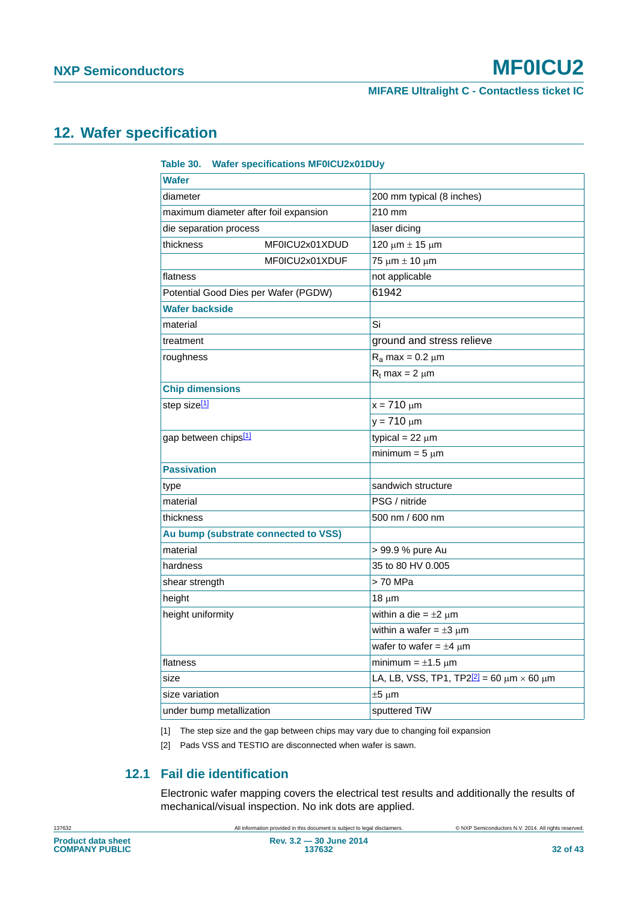## 12. Wafer specification

**Table 30. Wafer specifications MF0ICU2x01DUy**

| | | |
|---|---|---|
| **Wafer** | | |
| diameter | | 200 mm typical (8 inches) |
| maximum diameter after foil expansion | | 210 mm |
| die separation process | | laser dicing |
| thickness | MF0ICU2x01XDUD | 120 μm ± 15 μm |
| | MF0ICU2x01XDUF | 75 μm ± 10 μm |
| flatness | | not applicable |
| Potential Good Dies per Wafer (PGDW) | | 61942 |
| **Wafer backside** | | |
| material | | Si |
| treatment | | ground and stress relieve |
| roughness | | $R_a$ max = 0.2 μm |
| | | $R_t$ max = 2 μm |
| **Chip dimensions** | | |
| step size[1] | | x = 710 μm |
| | | y = 710 μm |
| gap between chips[1] | | typical = 22 μm |
| | | minimum = 5 μm |
| **Passivation** | | |
| type | | sandwich structure |
| material | | PSG / nitride |
| thickness | | 500 nm / 600 nm |
| **Au bump (substrate connected to VSS)** | | |
| material | | > 99.9 % pure Au |
| hardness | | 35 to 80 HV 0.005 |
| shear strength | | > 70 MPa |
| height | | 18 μm |
| height uniformity | | within a die = ±2 μm |
| | | within a wafer = ±3 μm |
| | | wafer to wafer = ±4 μm |
| flatness | | minimum = ±1.5 μm |
| size | | LA, LB, VSS, TP1, TP2[2] = 60 μm × 60 μm |
| size variation | | ±5 μm |
| under bump metallization | | sputtered TiW |

[1] The step size and the gap between chips may vary due to changing foil expansion

[2] Pads VSS and TESTIO are disconnected when wafer is sawn.

### 12.1 Fail die identification

Electronic wafer mapping covers the electrical test results and additionally the results of mechanical/visual inspection. No ink dots are applied.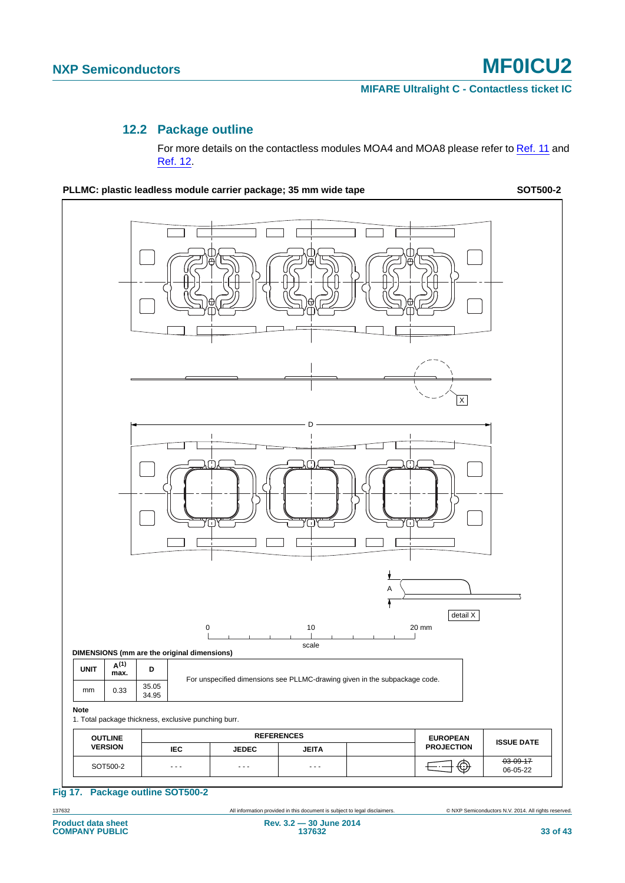## 12.2 Package outline

For more details on the contactless modules MOA4 and MOA8 please refer to Ref. 11 and Ref. 12.

**PLLMC: plastic leadless module carrier package; 35 mm wide tape** **SOT500-2**

**DIMENSIONS (mm are the original dimensions)**

| UNIT | A(1) max. | D | |
|---|---|---|---|
| mm | 0.33 | 35.05<br>34.95 | For unspecified dimensions see PLLMC-drawing given in the subpackage code. |

**Note**

1. Total package thickness, exclusive punching burr.

| OUTLINE VERSION | REFERENCES | | | | EUROPEAN PROJECTION | ISSUE DATE |
|---|---|---|---|---|---|---|
| | IEC | JEDEC | JEITA | | | |
| SOT500-2 | - - - | - - - | - - - | | | ~~03-09-17~~<br>06-05-22 |

**Fig 17. Package outline SOT500-2**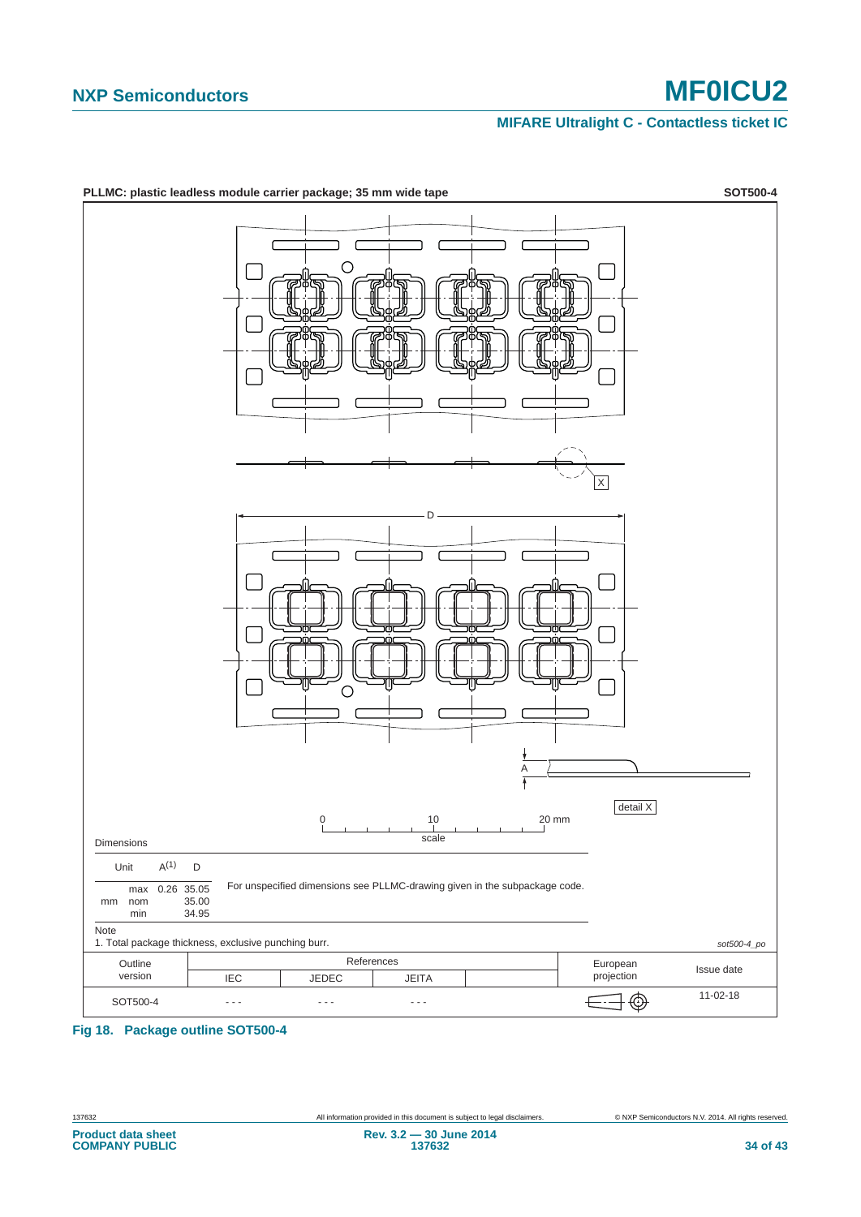**PLLMC: plastic leadless module carrier package; 35 mm wide tape** **SOT500-4**

D

X

A

detail X

0 10 20 mm

scale

Dimensions

| Unit | | $A^{(1)}$ | D |
|---|---|---|---|
| mm | max | 0.26 | 35.05 |
| | nom | | 35.00 |
| | min | | 34.95 |

For unspecified dimensions see PLLMC-drawing given in the subpackage code.

Note

1. Total package thickness, exclusive punching burr.

*sot500-4_po*

| Outline version | References | | | | European projection | Issue date |
|---|---|---|---|---|---|---|
| | IEC | JEDEC | JEITA | | | |
| SOT500-4 | - - - | - - - | - - - | | | 11-02-18 |

**Fig 18. Package outline SOT500-4**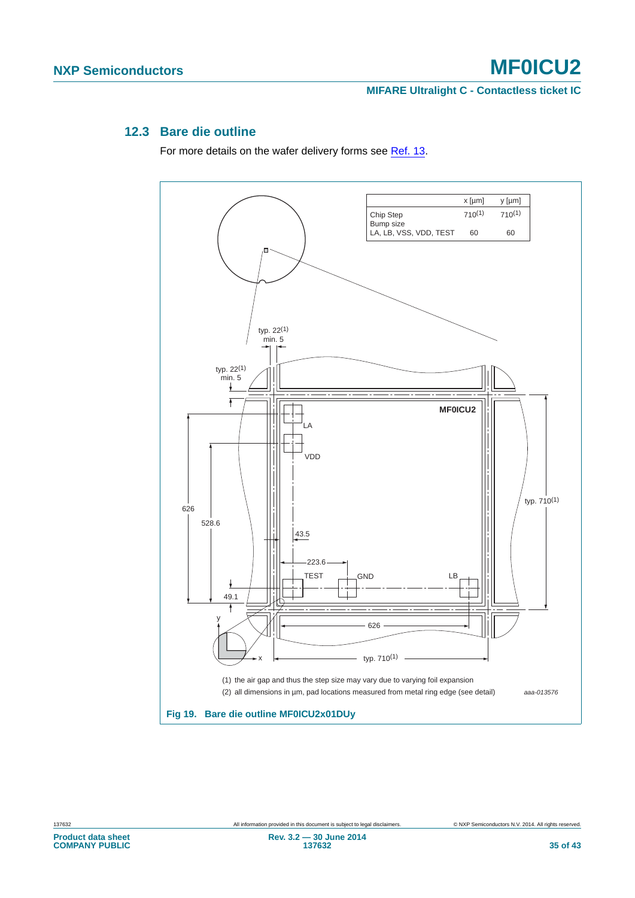### 12.3 Bare die outline

For more details on the wafer delivery forms see Ref. 13.

| | x [µm] | y [µm] |
|---|---|---|
| Chip Step | 710(1) | 710(1) |
| Bump size | | |
| LA, LB, VSS, VDD, TEST | 60 | 60 |

(1) the air gap and thus the step size may vary due to varying foil expansion

(2) all dimensions in µm, pad locations measured from metal ring edge (see detail)

aaa-013576

**Fig 19. Bare die outline MF0ICU2x01DUy**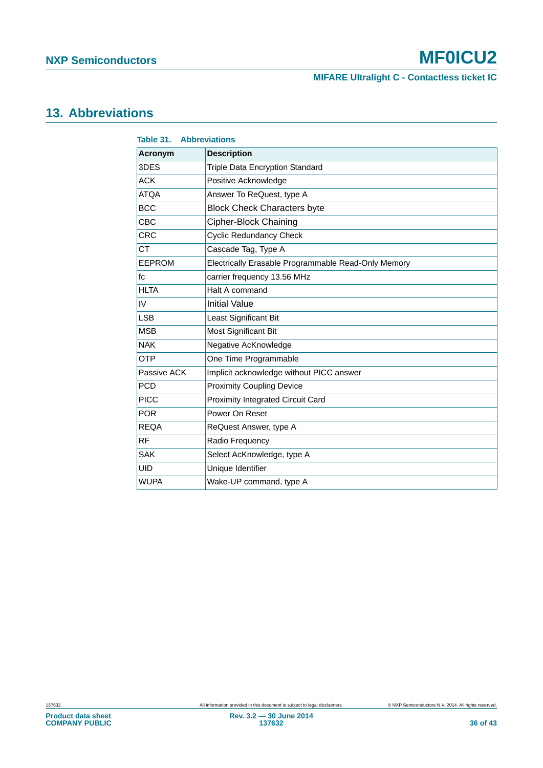## 13. Abbreviations

**Table 31. Abbreviations**

| Acronym | Description |
|---|---|
| 3DES | Triple Data Encryption Standard |
| ACK | Positive Acknowledge |
| ATQA | Answer To ReQuest, type A |
| BCC | Block Check Characters byte |
| CBC | Cipher-Block Chaining |
| CRC | Cyclic Redundancy Check |
| CT | Cascade Tag, Type A |
| EEPROM | Electrically Erasable Programmable Read-Only Memory |
| fc | carrier frequency 13.56 MHz |
| HLTA | Halt A command |
| IV | Initial Value |
| LSB | Least Significant Bit |
| MSB | Most Significant Bit |
| NAK | Negative AcKnowledge |
| OTP | One Time Programmable |
| Passive ACK | Implicit acknowledge without PICC answer |
| PCD | Proximity Coupling Device |
| PICC | Proximity Integrated Circuit Card |
| POR | Power On Reset |
| REQA | ReQuest Answer, type A |
| RF | Radio Frequency |
| SAK | Select AcKnowledge, type A |
| UID | Unique Identifier |
| WUPA | Wake-UP command, type A |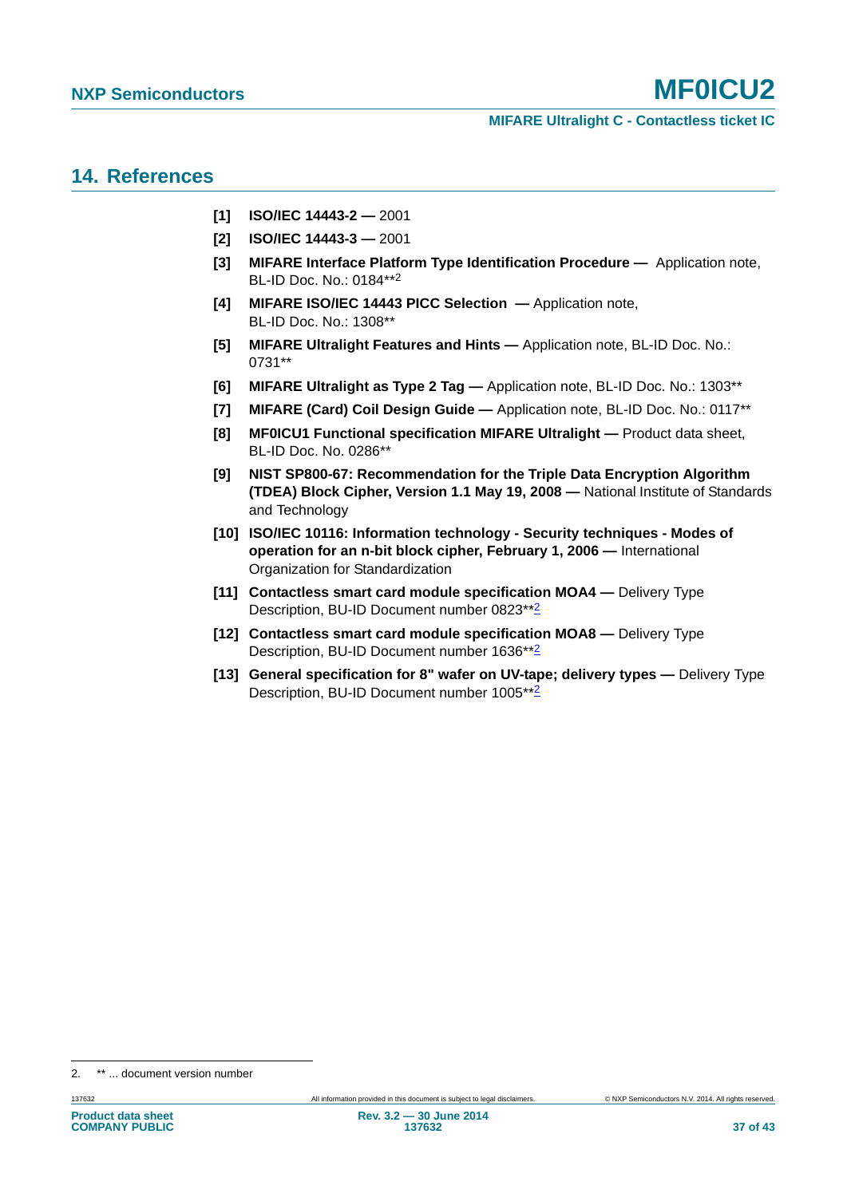## 14. References

[1] **ISO/IEC 14443-2 —** 2001

[2] **ISO/IEC 14443-3 —** 2001

[3] **MIFARE Interface Platform Type Identification Procedure —** Application note, BL-ID Doc. No.: 0184**[2]

[4] **MIFARE ISO/IEC 14443 PICC Selection —** Application note, BL-ID Doc. No.: 1308**

[5] **MIFARE Ultralight Features and Hints —** Application note, BL-ID Doc. No.: 0731**

[6] **MIFARE Ultralight as Type 2 Tag —** Application note, BL-ID Doc. No.: 1303**

[7] **MIFARE (Card) Coil Design Guide —** Application note, BL-ID Doc. No.: 0117**

[8] **MF0ICU1 Functional specification MIFARE Ultralight —** Product data sheet, BL-ID Doc. No. 0286**

[9] **NIST SP800-67: Recommendation for the Triple Data Encryption Algorithm (TDEA) Block Cipher, Version 1.1 May 19, 2008 —** National Institute of Standards and Technology

[10] **ISO/IEC 10116: Information technology - Security techniques - Modes of operation for an n-bit block cipher, February 1, 2006 —** International Organization for Standardization

[11] **Contactless smart card module specification MOA4 —** Delivery Type Description, BU-ID Document number 0823**[2]

[12] **Contactless smart card module specification MOA8 —** Delivery Type Description, BU-ID Document number 1636**[2]

[13] **General specification for 8" wafer on UV-tape; delivery types —** Delivery Type Description, BU-ID Document number 1005**[2]

2. ** ... document version number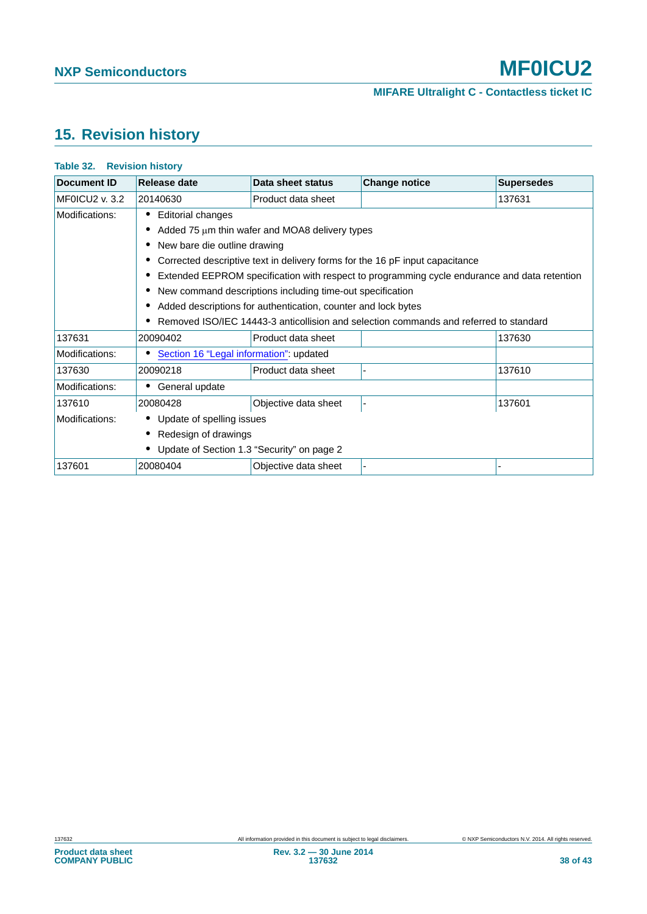## 15. Revision history

**Table 32. Revision history**

| Document ID | Release date | Data sheet status | Change notice | Supersedes |
|---|---|---|---|---|
| MF0ICU2 v. 3.2 | 20140630 | Product data sheet | | 137631 |
| Modifications: | • Editorial changes<br>• Added 75 μm thin wafer and MOA8 delivery types<br>• New bare die outline drawing<br>• Corrected descriptive text in delivery forms for the 16 pF input capacitance<br>• Extended EEPROM specification with respect to programming cycle endurance and data retention<br>• New command descriptions including time-out specification<br>• Added descriptions for authentication, counter and lock bytes<br>• Removed ISO/IEC 14443-3 anticollision and selection commands and referred to standard | | | |
| 137631 | 20090402 | Product data sheet | | 137630 |
| Modifications: | • Section 16 “Legal information”: updated | | | |
| 137630 | 20090218 | Product data sheet | - | 137610 |
| Modifications: | • General update | | | |
| 137610 | 20080428 | Objective data sheet | - | 137601 |
| Modifications: | • Update of spelling issues<br>• Redesign of drawings<br>• Update of Section 1.3 “Security” on page 2 | | | |
| 137601 | 20080404 | Objective data sheet | - | - |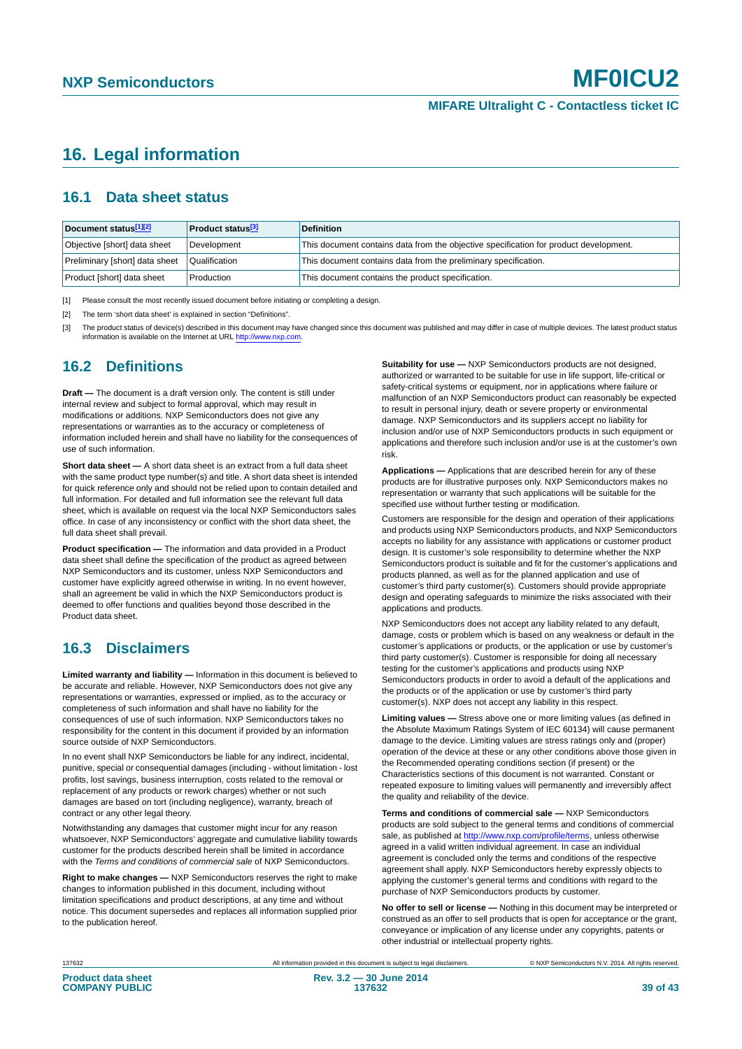# 16. Legal information

## 16.1 Data sheet status

| Document status[1][2] | Product status[3] | Definition |
|---|---|---|
| Objective [short] data sheet | Development | This document contains data from the objective specification for product development. |
| Preliminary [short] data sheet | Qualification | This document contains data from the preliminary specification. |
| Product [short] data sheet | Production | This document contains the product specification. |

[1] Please consult the most recently issued document before initiating or completing a design.

[2] The term 'short data sheet' is explained in section "Definitions".

[3] The product status of device(s) described in this document may have changed since this document was published and may differ in case of multiple devices. The latest product status information is available on the Internet at URL http://www.nxp.com.

## 16.2 Definitions

**Draft —** The document is a draft version only. The content is still under internal review and subject to formal approval, which may result in modifications or additions. NXP Semiconductors does not give any representations or warranties as to the accuracy or completeness of information included herein and shall have no liability for the consequences of use of such information.

**Short data sheet —** A short data sheet is an extract from a full data sheet with the same product type number(s) and title. A short data sheet is intended for quick reference only and should not be relied upon to contain detailed and full information. For detailed and full information see the relevant full data sheet, which is available on request via the local NXP Semiconductors sales office. In case of any inconsistency or conflict with the short data sheet, the full data sheet shall prevail.

**Product specification —** The information and data provided in a Product data sheet shall define the specification of the product as agreed between NXP Semiconductors and its customer, unless NXP Semiconductors and customer have explicitly agreed otherwise in writing. In no event however, shall an agreement be valid in which the NXP Semiconductors product is deemed to offer functions and qualities beyond those described in the Product data sheet.

## 16.3 Disclaimers

**Limited warranty and liability —** Information in this document is believed to be accurate and reliable. However, NXP Semiconductors does not give any representations or warranties, expressed or implied, as to the accuracy or completeness of such information and shall have no liability for the consequences of use of such information. NXP Semiconductors takes no responsibility for the content in this document if provided by an information source outside of NXP Semiconductors.

In no event shall NXP Semiconductors be liable for any indirect, incidental, punitive, special or consequential damages (including - without limitation - lost profits, lost savings, business interruption, costs related to the removal or replacement of any products or rework charges) whether or not such damages are based on tort (including negligence), warranty, breach of contract or any other legal theory.

Notwithstanding any damages that customer might incur for any reason whatsoever, NXP Semiconductors' aggregate and cumulative liability towards customer for the products described herein shall be limited in accordance with the *Terms and conditions of commercial sale* of NXP Semiconductors.

**Right to make changes —** NXP Semiconductors reserves the right to make changes to information published in this document, including without limitation specifications and product descriptions, at any time and without notice. This document supersedes and replaces all information supplied prior to the publication hereof.

**Suitability for use —** NXP Semiconductors products are not designed, authorized or warranted to be suitable for use in life support, life-critical or safety-critical systems or equipment, nor in applications where failure or malfunction of an NXP Semiconductors product can reasonably be expected to result in personal injury, death or severe property or environmental damage. NXP Semiconductors and its suppliers accept no liability for inclusion and/or use of NXP Semiconductors products in such equipment or applications and therefore such inclusion and/or use is at the customer's own risk.

**Applications —** Applications that are described herein for any of these products are for illustrative purposes only. NXP Semiconductors makes no representation or warranty that such applications will be suitable for the specified use without further testing or modification.

Customers are responsible for the design and operation of their applications and products using NXP Semiconductors products, and NXP Semiconductors accepts no liability for any assistance with applications or customer product design. It is customer's sole responsibility to determine whether the NXP Semiconductors product is suitable and fit for the customer's applications and products planned, as well as for the planned application and use of customer's third party customer(s). Customers should provide appropriate design and operating safeguards to minimize the risks associated with their applications and products.

NXP Semiconductors does not accept any liability related to any default, damage, costs or problem which is based on any weakness or default in the customer's applications or products, or the application or use by customer's third party customer(s). Customer is responsible for doing all necessary testing for the customer's applications and products using NXP Semiconductors products in order to avoid a default of the applications and the products or of the application or use by customer's third party customer(s). NXP does not accept any liability in this respect.

**Limiting values —** Stress above one or more limiting values (as defined in the Absolute Maximum Ratings System of IEC 60134) will cause permanent damage to the device. Limiting values are stress ratings only and (proper) operation of the device at these or any other conditions above those given in the Recommended operating conditions section (if present) or the Characteristics sections of this document is not warranted. Constant or repeated exposure to limiting values will permanently and irreversibly affect the quality and reliability of the device.

**Terms and conditions of commercial sale —** NXP Semiconductors products are sold subject to the general terms and conditions of commercial sale, as published at http://www.nxp.com/profile/terms, unless otherwise agreed in a valid written individual agreement. In case an individual agreement is concluded only the terms and conditions of the respective agreement shall apply. NXP Semiconductors hereby expressly objects to applying the customer's general terms and conditions with regard to the purchase of NXP Semiconductors products by customer.

**No offer to sell or license —** Nothing in this document may be interpreted or construed as an offer to sell products that is open for acceptance or the grant, conveyance or implication of any license under any copyrights, patents or other industrial or intellectual property rights.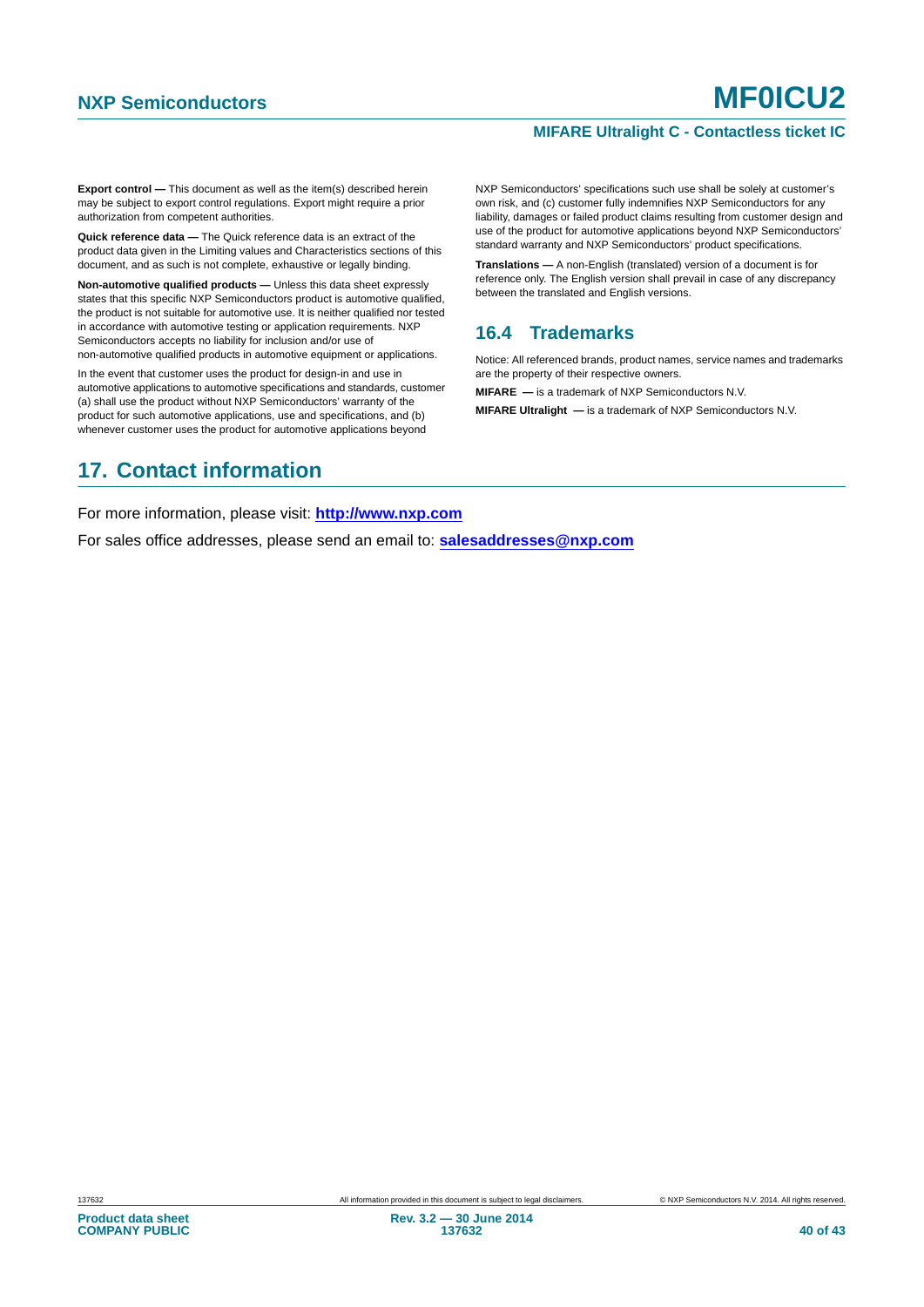**Export control —** This document as well as the item(s) described herein may be subject to export control regulations. Export might require a prior authorization from competent authorities.

**Quick reference data —** The Quick reference data is an extract of the product data given in the Limiting values and Characteristics sections of this document, and as such is not complete, exhaustive or legally binding.

**Non-automotive qualified products —** Unless this data sheet expressly states that this specific NXP Semiconductors product is automotive qualified, the product is not suitable for automotive use. It is neither qualified nor tested in accordance with automotive testing or application requirements. NXP Semiconductors accepts no liability for inclusion and/or use of non-automotive qualified products in automotive equipment or applications.

In the event that customer uses the product for design-in and use in automotive applications to automotive specifications and standards, customer (a) shall use the product without NXP Semiconductors' warranty of the product for such automotive applications, use and specifications, and (b) whenever customer uses the product for automotive applications beyond NXP Semiconductors' specifications such use shall be solely at customer's own risk, and (c) customer fully indemnifies NXP Semiconductors for any liability, damages or failed product claims resulting from customer design and use of the product for automotive applications beyond NXP Semiconductors' standard warranty and NXP Semiconductors' product specifications.

**Translations —** A non-English (translated) version of a document is for reference only. The English version shall prevail in case of any discrepancy between the translated and English versions.

### 16.4 Trademarks

Notice: All referenced brands, product names, service names and trademarks are the property of their respective owners.

**MIFARE —** is a trademark of NXP Semiconductors N.V.

**MIFARE Ultralight —** is a trademark of NXP Semiconductors N.V.

## 17. Contact information

For more information, please visit: **http://www.nxp.com**

For sales office addresses, please send an email to: **salesaddresses@nxp.com**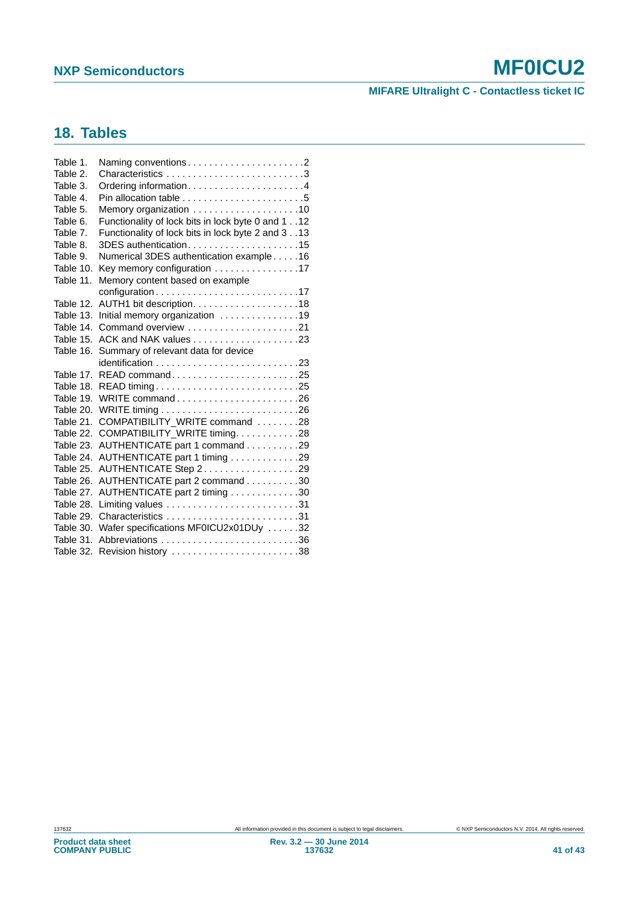## 18. Tables

Table 1. Naming conventions . . . . . . . . . . . . . . . . . . . . . .2
Table 2. Characteristics . . . . . . . . . . . . . . . . . . . . . . . . . .3
Table 3. Ordering information. . . . . . . . . . . . . . . . . . . . . .4
Table 4. Pin allocation table . . . . . . . . . . . . . . . . . . . . . . .5
Table 5. Memory organization . . . . . . . . . . . . . . . . . . . .10
Table 6. Functionality of lock bits in lock byte 0 and 1 . .12
Table 7. Functionality of lock bits in lock byte 2 and 3 . .13
Table 8. 3DES authentication. . . . . . . . . . . . . . . . . . . .15
Table 9. Numerical 3DES authentication example . . . . .16
Table 10. Key memory configuration . . . . . . . . . . . . . . . .17
Table 11. Memory content based on example configuration . . . . . . . . . . . . . . . . . . . . . . . . . .17
Table 12. AUTH1 bit description. . . . . . . . . . . . . . . . . . . .18
Table 13. Initial memory organization . . . . . . . . . . . . . . .19
Table 14. Command overview . . . . . . . . . . . . . . . . . . . . .21
Table 15. ACK and NAK values . . . . . . . . . . . . . . . . . . . .23
Table 16. Summary of relevant data for device identification . . . . . . . . . . . . . . . . . . . . . . . . . .23
Table 17. READ command. . . . . . . . . . . . . . . . . . . . . . . .25
Table 18. READ timing . . . . . . . . . . . . . . . . . . . . . . . . . .25
Table 19. WRITE command . . . . . . . . . . . . . . . . . . . . . . .26
Table 20. WRITE timing . . . . . . . . . . . . . . . . . . . . . . . . .26
Table 21. COMPATIBILITY_WRITE command . . . . . . . .28
Table 22. COMPATIBILITY_WRITE timing. . . . . . . . . . . .28
Table 23. AUTHENTICATE part 1 command . . . . . . . . . .29
Table 24. AUTHENTICATE part 1 timing . . . . . . . . . . . . .29
Table 25. AUTHENTICATE Step 2 . . . . . . . . . . . . . . . . . .29
Table 26. AUTHENTICATE part 2 command . . . . . . . . . .30
Table 27. AUTHENTICATE part 2 timing . . . . . . . . . . . . .30
Table 28. Limiting values . . . . . . . . . . . . . . . . . . . . . . . . .31
Table 29. Characteristics . . . . . . . . . . . . . . . . . . . . . . . . .31
Table 30. Wafer specifications MF0ICU2x01DUy . . . . . .32
Table 31. Abbreviations . . . . . . . . . . . . . . . . . . . . . . . . . .36
Table 32. Revision history . . . . . . . . . . . . . . . . . . . . . . . .38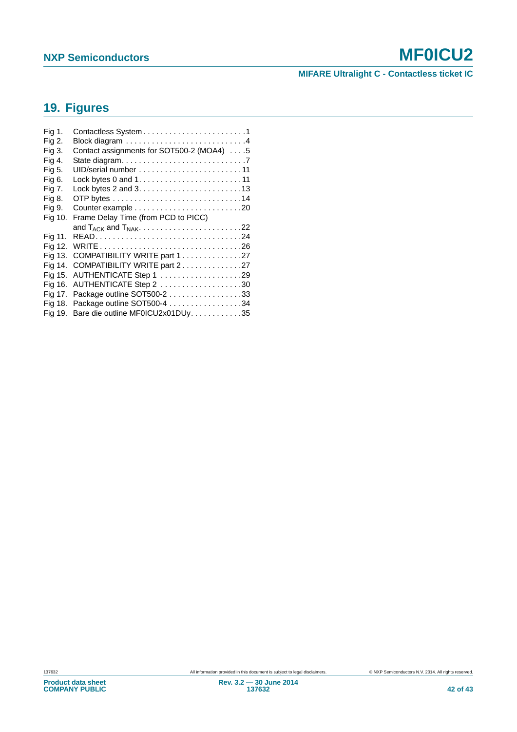## 19. Figures

Fig 1. Contactless System . . . . . . . . . . . . . . . . . . . . . . . .1
Fig 2. Block diagram . . . . . . . . . . . . . . . . . . . . . . . . . . . .4
Fig 3. Contact assignments for SOT500-2 (MOA4) . . . .5
Fig 4. State diagram. . . . . . . . . . . . . . . . . . . . . . . . . . . .7
Fig 5. UID/serial number . . . . . . . . . . . . . . . . . . . . . . . .11
Fig 6. Lock bytes 0 and 1. . . . . . . . . . . . . . . . . . . . . . . .11
Fig 7. Lock bytes 2 and 3. . . . . . . . . . . . . . . . . . . . . . . .13
Fig 8. OTP bytes . . . . . . . . . . . . . . . . . . . . . . . . . . . . .14
Fig 9. Counter example . . . . . . . . . . . . . . . . . . . . . . . .20
Fig 10. Frame Delay Time (from PCD to PICC) and $T_{ACK}$ and $T_{NAK}$. . . . . . . . . . . . . . . . . . . . . . .22
Fig 11. READ. . . . . . . . . . . . . . . . . . . . . . . . . . . . . . . . .24
Fig 12. WRITE . . . . . . . . . . . . . . . . . . . . . . . . . . . . . . . .26
Fig 13. COMPATIBILITY WRITE part 1 . . . . . . . . . . . . .27
Fig 14. COMPATIBILITY WRITE part 2 . . . . . . . . . . . . .27
Fig 15. AUTHENTICATE Step 1 . . . . . . . . . . . . . . . . . . .29
Fig 16. AUTHENTICATE Step 2 . . . . . . . . . . . . . . . . . . .30
Fig 17. Package outline SOT500-2 . . . . . . . . . . . . . . . . .33
Fig 18. Package outline SOT500-4 . . . . . . . . . . . . . . . . .34
Fig 19. Bare die outline MF0ICU2x01DUy. . . . . . . . . . . .35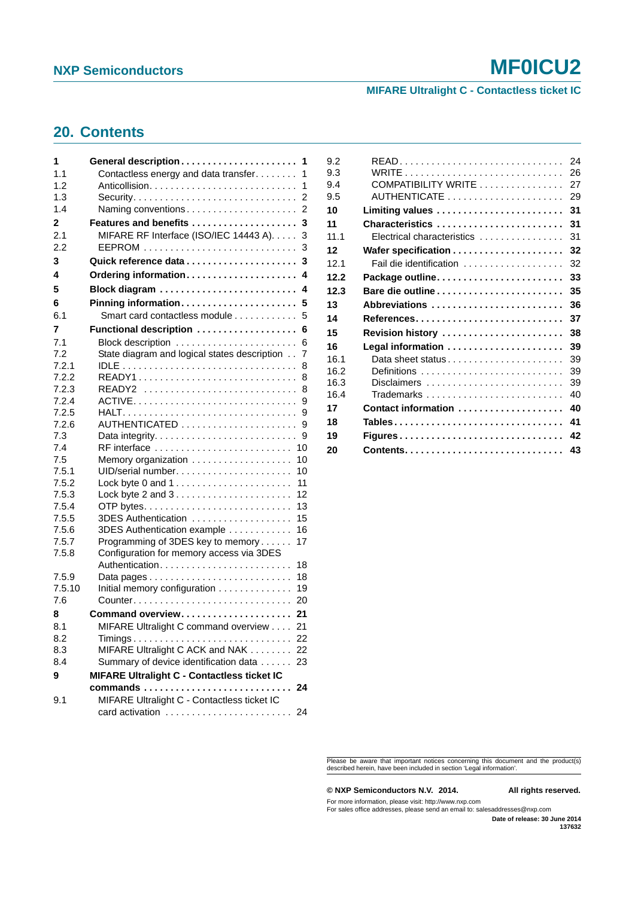## 20. Contents

| | | |
|---|---|---|
| **1** | **General description** | **1** |
| 1.1 | Contactless energy and data transfer | 1 |
| 1.2 | Anticollision | 1 |
| 1.3 | Security | 2 |
| 1.4 | Naming conventions | 2 |
| **2** | **Features and benefits** | **3** |
| 2.1 | MIFARE RF Interface (ISO/IEC 14443 A) | 3 |
| 2.2 | EEPROM | 3 |
| **3** | **Quick reference data** | **3** |
| **4** | **Ordering information** | **4** |
| **5** | **Block diagram** | **4** |
| **6** | **Pinning information** | **5** |
| 6.1 | Smart card contactless module | 5 |
| **7** | **Functional description** | **6** |
| 7.1 | Block description | 6 |
| 7.2 | State diagram and logical states description | 7 |
| 7.2.1 | IDLE | 8 |
| 7.2.2 | READY1 | 8 |
| 7.2.3 | READY2 | 8 |
| 7.2.4 | ACTIVE | 9 |
| 7.2.5 | HALT | 9 |
| 7.2.6 | AUTHENTICATED | 9 |
| 7.3 | Data integrity | 9 |
| 7.4 | RF interface | 10 |
| 7.5 | Memory organization | 10 |
| 7.5.1 | UID/serial number | 10 |
| 7.5.2 | Lock byte 0 and 1 | 11 |
| 7.5.3 | Lock byte 2 and 3 | 12 |
| 7.5.4 | OTP bytes | 13 |
| 7.5.5 | 3DES Authentication | 15 |
| 7.5.6 | 3DES Authentication example | 16 |
| 7.5.7 | Programming of 3DES key to memory | 17 |
| 7.5.8 | Configuration for memory access via 3DES Authentication | 18 |
| 7.5.9 | Data pages | 18 |
| 7.5.10 | Initial memory configuration | 19 |
| 7.6 | Counter | 20 |
| **8** | **Command overview** | **21** |
| 8.1 | MIFARE Ultralight C command overview | 21 |
| 8.2 | Timings | 22 |
| 8.3 | MIFARE Ultralight C ACK and NAK | 22 |
| 8.4 | Summary of device identification data | 23 |
| **9** | **MIFARE Ultralight C - Contactless ticket IC commands** | **24** |
| 9.1 | MIFARE Ultralight C - Contactless ticket IC card activation | 24 |
| 9.2 | READ | 24 |
| 9.3 | WRITE | 26 |
| 9.4 | COMPATIBILITY WRITE | 27 |
| 9.5 | AUTHENTICATE | 29 |
| **10** | **Limiting values** | **31** |
| **11** | **Characteristics** | **31** |
| 11.1 | Electrical characteristics | 31 |
| **12** | **Wafer specification** | **32** |
| 12.1 | Fail die identification | 32 |
| **12.2** | **Package outline** | **33** |
| **12.3** | **Bare die outline** | **35** |
| **13** | **Abbreviations** | **36** |
| **14** | **References** | **37** |
| **15** | **Revision history** | **38** |
| **16** | **Legal information** | **39** |
| 16.1 | Data sheet status | 39 |
| 16.2 | Definitions | 39 |
| 16.3 | Disclaimers | 39 |
| 16.4 | Trademarks | 40 |
| **17** | **Contact information** | **40** |
| **18** | **Tables** | **41** |
| **19** | **Figures** | **42** |
| **20** | **Contents** | **43** |

Please be aware that important notices concerning this document and the product(s) described herein, have been included in section 'Legal information'.

**© NXP Semiconductors N.V. 2014. All rights reserved.**

For more information, please visit: http://www.nxp.com
For sales office addresses, please send an email to: salesaddresses@nxp.com

**Date of release: 30 June 2014**
**137632**